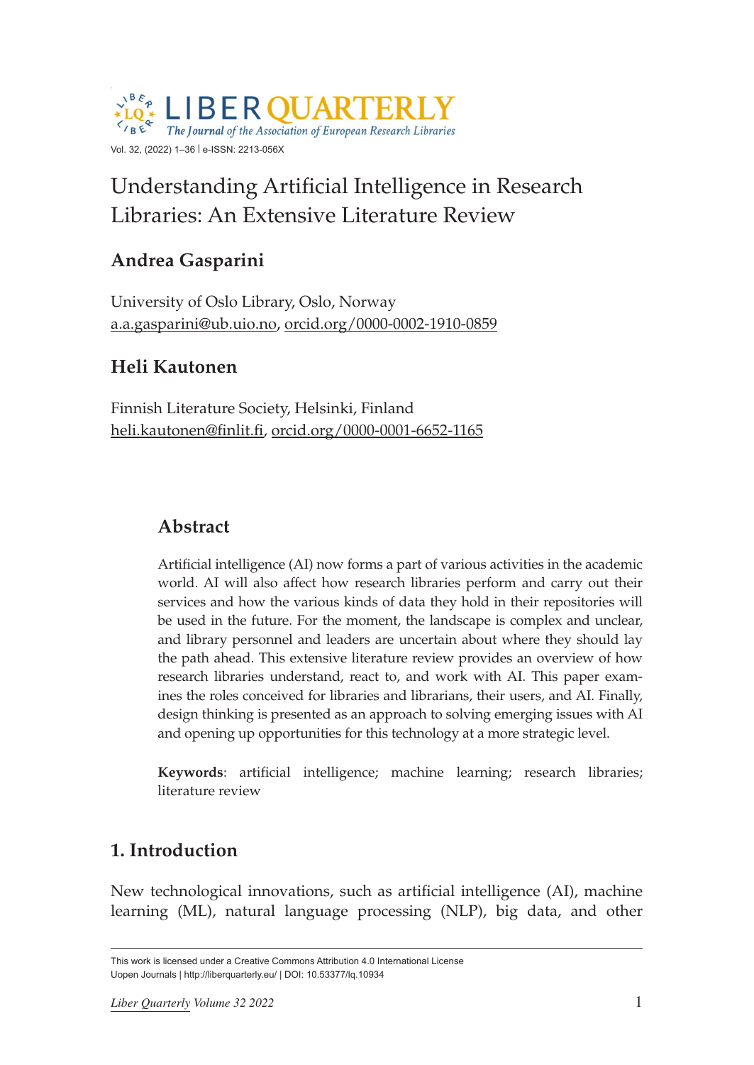# Understanding Artificial Intelligence in Research Libraries: An Extensive Literature Review

## Andrea Gasparini

University of Oslo Library, Oslo, Norway
a.a.gasparini@ub.uio.no, orcid.org/0000-0002-1910-0859

## Heli Kautonen

Finnish Literature Society, Helsinki, Finland
heli.kautonen@finlit.fi, orcid.org/0000-0001-6652-1165

## Abstract

Artificial intelligence (AI) now forms a part of various activities in the academic world. AI will also affect how research libraries perform and carry out their services and how the various kinds of data they hold in their repositories will be used in the future. For the moment, the landscape is complex and unclear, and library personnel and leaders are uncertain about where they should lay the path ahead. This extensive literature review provides an overview of how research libraries understand, react to, and work with AI. This paper examines the roles conceived for libraries and librarians, their users, and AI. Finally, design thinking is presented as an approach to solving emerging issues with AI and opening up opportunities for this technology at a more strategic level.

**Keywords**: artificial intelligence; machine learning; research libraries; literature review

## 1. Introduction

New technological innovations, such as artificial intelligence (AI), machine learning (ML), natural language processing (NLP), big data, and other

This work is licensed under a Creative Commons Attribution 4.0 International License
Uopen Journals | http://liberquarterly.eu/ | DOI: 10.53377/lq.10934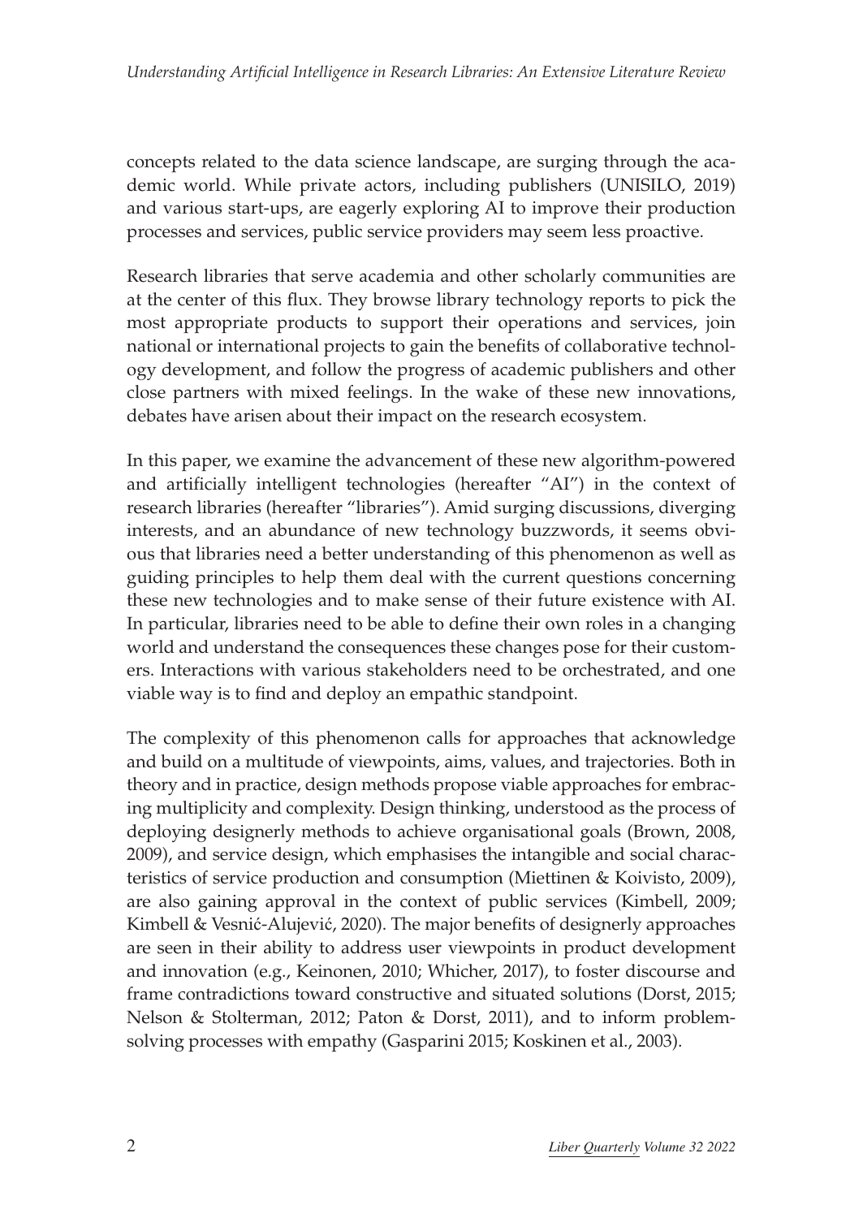concepts related to the data science landscape, are surging through the academic world. While private actors, including publishers (UNISILO, 2019) and various start-ups, are eagerly exploring AI to improve their production processes and services, public service providers may seem less proactive.

Research libraries that serve academia and other scholarly communities are at the center of this flux. They browse library technology reports to pick the most appropriate products to support their operations and services, join national or international projects to gain the benefits of collaborative technology development, and follow the progress of academic publishers and other close partners with mixed feelings. In the wake of these new innovations, debates have arisen about their impact on the research ecosystem.

In this paper, we examine the advancement of these new algorithm-powered and artificially intelligent technologies (hereafter "AI") in the context of research libraries (hereafter "libraries"). Amid surging discussions, diverging interests, and an abundance of new technology buzzwords, it seems obvious that libraries need a better understanding of this phenomenon as well as guiding principles to help them deal with the current questions concerning these new technologies and to make sense of their future existence with AI. In particular, libraries need to be able to define their own roles in a changing world and understand the consequences these changes pose for their customers. Interactions with various stakeholders need to be orchestrated, and one viable way is to find and deploy an empathic standpoint.

The complexity of this phenomenon calls for approaches that acknowledge and build on a multitude of viewpoints, aims, values, and trajectories. Both in theory and in practice, design methods propose viable approaches for embracing multiplicity and complexity. Design thinking, understood as the process of deploying designerly methods to achieve organisational goals (Brown, 2008, 2009), and service design, which emphasises the intangible and social characteristics of service production and consumption (Miettinen & Koivisto, 2009), are also gaining approval in the context of public services (Kimbell, 2009; Kimbell & Vesnić-Alujević, 2020). The major benefits of designerly approaches are seen in their ability to address user viewpoints in product development and innovation (e.g., Keinonen, 2010; Whicher, 2017), to foster discourse and frame contradictions toward constructive and situated solutions (Dorst, 2015; Nelson & Stolterman, 2012; Paton & Dorst, 2011), and to inform problem-solving processes with empathy (Gasparini 2015; Koskinen et al., 2003).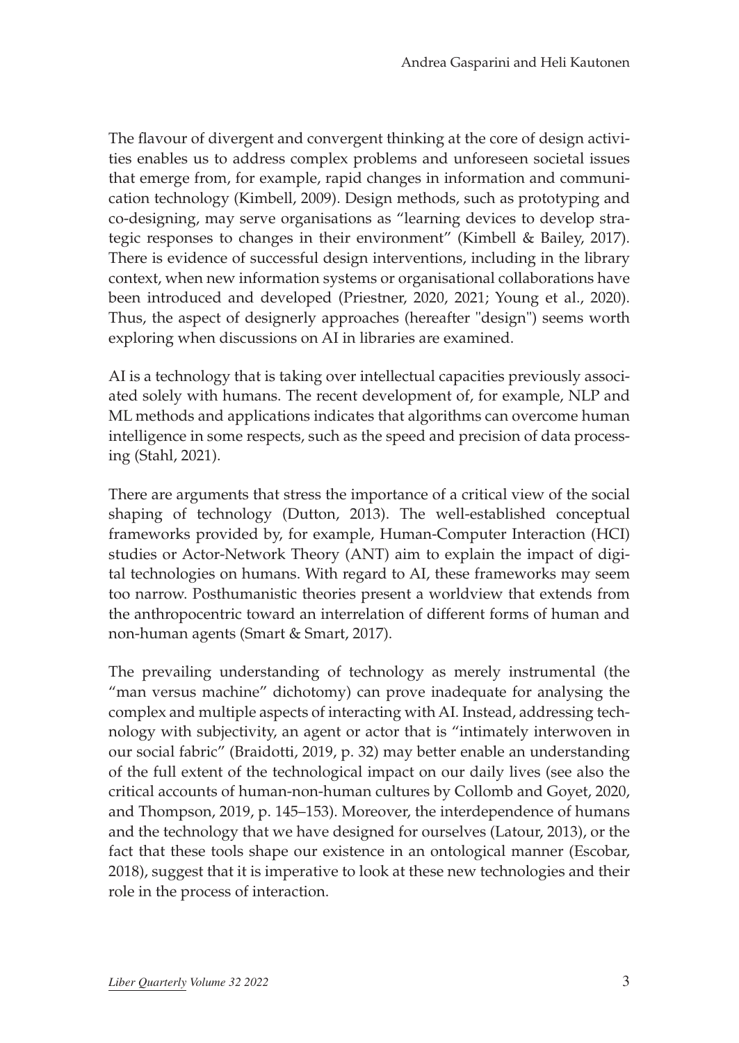The flavour of divergent and convergent thinking at the core of design activities enables us to address complex problems and unforeseen societal issues that emerge from, for example, rapid changes in information and communication technology (Kimbell, 2009). Design methods, such as prototyping and co-designing, may serve organisations as "learning devices to develop strategic responses to changes in their environment" (Kimbell & Bailey, 2017). There is evidence of successful design interventions, including in the library context, when new information systems or organisational collaborations have been introduced and developed (Priestner, 2020, 2021; Young et al., 2020). Thus, the aspect of designerly approaches (hereafter "design") seems worth exploring when discussions on AI in libraries are examined.

AI is a technology that is taking over intellectual capacities previously associated solely with humans. The recent development of, for example, NLP and ML methods and applications indicates that algorithms can overcome human intelligence in some respects, such as the speed and precision of data processing (Stahl, 2021).

There are arguments that stress the importance of a critical view of the social shaping of technology (Dutton, 2013). The well-established conceptual frameworks provided by, for example, Human-Computer Interaction (HCI) studies or Actor-Network Theory (ANT) aim to explain the impact of digital technologies on humans. With regard to AI, these frameworks may seem too narrow. Posthumanistic theories present a worldview that extends from the anthropocentric toward an interrelation of different forms of human and non-human agents (Smart & Smart, 2017).

The prevailing understanding of technology as merely instrumental (the "man versus machine" dichotomy) can prove inadequate for analysing the complex and multiple aspects of interacting with AI. Instead, addressing technology with subjectivity, an agent or actor that is "intimately interwoven in our social fabric" (Braidotti, 2019, p. 32) may better enable an understanding of the full extent of the technological impact on our daily lives (see also the critical accounts of human-non-human cultures by Collomb and Goyet, 2020, and Thompson, 2019, p. 145–153). Moreover, the interdependence of humans and the technology that we have designed for ourselves (Latour, 2013), or the fact that these tools shape our existence in an ontological manner (Escobar, 2018), suggest that it is imperative to look at these new technologies and their role in the process of interaction.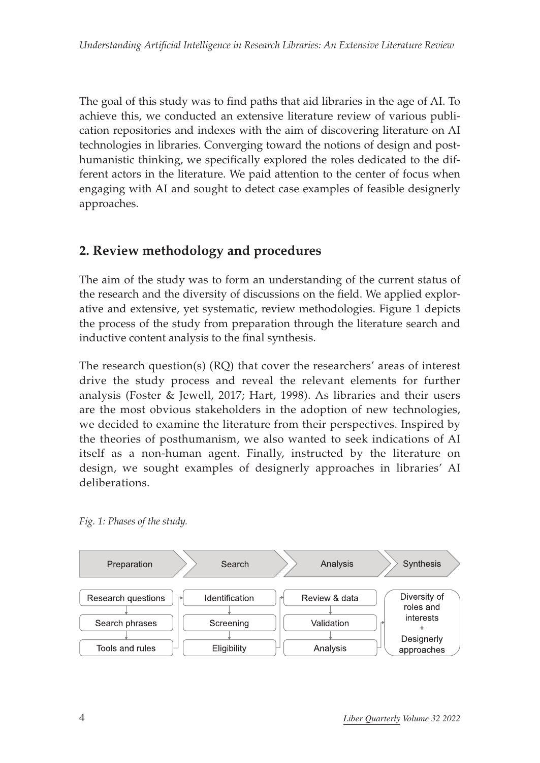The goal of this study was to find paths that aid libraries in the age of AI. To achieve this, we conducted an extensive literature review of various publication repositories and indexes with the aim of discovering literature on AI technologies in libraries. Converging toward the notions of design and posthumanistic thinking, we specifically explored the roles dedicated to the different actors in the literature. We paid attention to the center of focus when engaging with AI and sought to detect case examples of feasible designerly approaches.

## 2. Review methodology and procedures

The aim of the study was to form an understanding of the current status of the research and the diversity of discussions on the field. We applied explorative and extensive, yet systematic, review methodologies. Figure 1 depicts the process of the study from preparation through the literature search and inductive content analysis to the final synthesis.

The research question(s) (RQ) that cover the researchers' areas of interest drive the study process and reveal the relevant elements for further analysis (Foster & Jewell, 2017; Hart, 1998). As libraries and their users are the most obvious stakeholders in the adoption of new technologies, we decided to examine the literature from their perspectives. Inspired by the theories of posthumanism, we also wanted to seek indications of AI itself as a non-human agent. Finally, instructed by the literature on design, we sought examples of designerly approaches in libraries' AI deliberations.

*Fig. 1: Phases of the study.*

| Preparation | Search | Analysis | Synthesis |
|---|---|---|---|
| Research questions | Identification | Review & data | Diversity of roles and interests + Designerly approaches |
| Search phrases | Screening | Validation | |
| Tools and rules | Eligibility | Analysis | |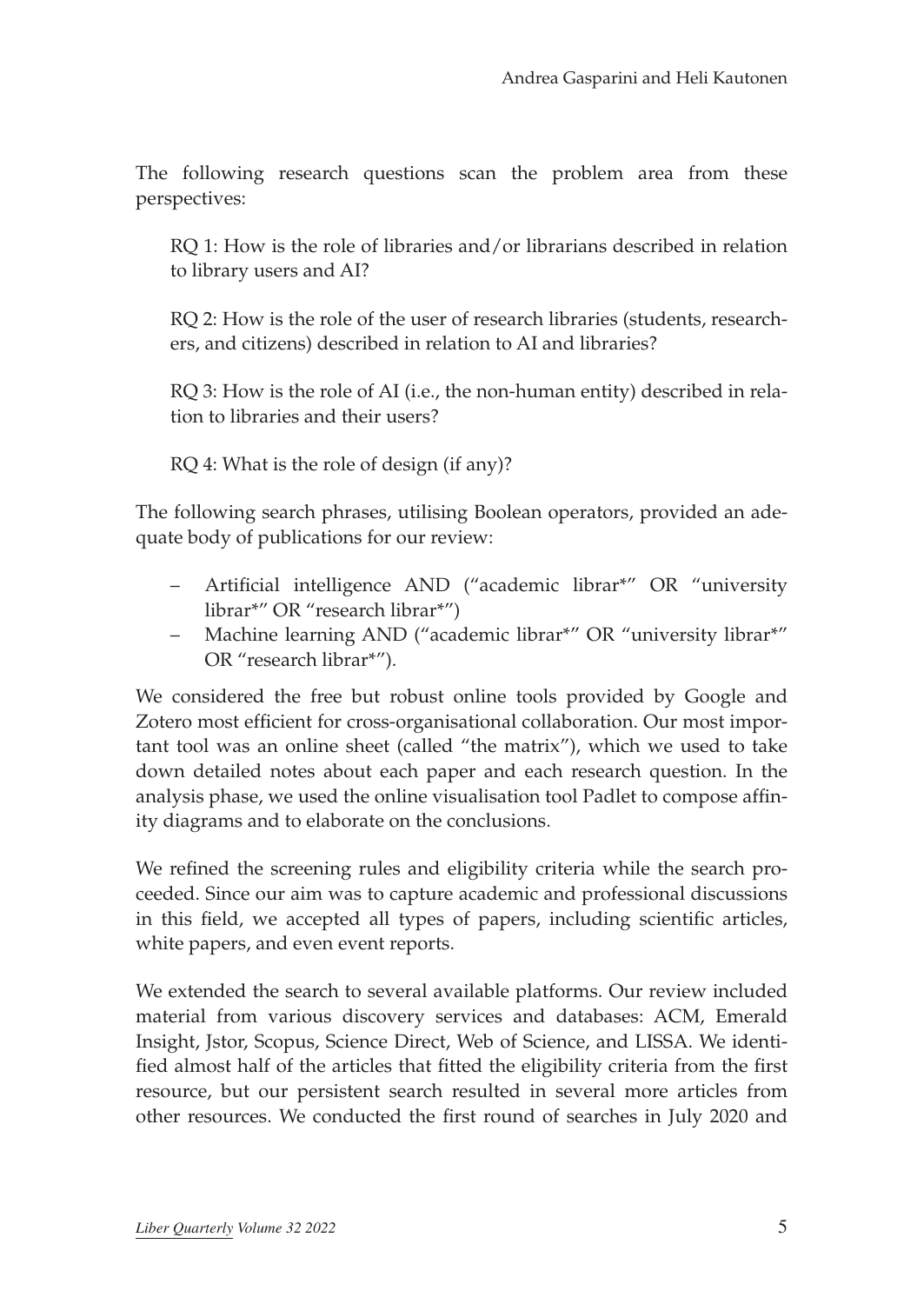The following research questions scan the problem area from these perspectives:

RQ 1: How is the role of libraries and/or librarians described in relation to library users and AI?

RQ 2: How is the role of the user of research libraries (students, researchers, and citizens) described in relation to AI and libraries?

RQ 3: How is the role of AI (i.e., the non-human entity) described in relation to libraries and their users?

RQ 4: What is the role of design (if any)?

The following search phrases, utilising Boolean operators, provided an adequate body of publications for our review:

– Artificial intelligence AND ("academic librar*" OR "university librar*" OR "research librar*")
– Machine learning AND ("academic librar*" OR "university librar*" OR "research librar*").

We considered the free but robust online tools provided by Google and Zotero most efficient for cross-organisational collaboration. Our most important tool was an online sheet (called "the matrix"), which we used to take down detailed notes about each paper and each research question. In the analysis phase, we used the online visualisation tool Padlet to compose affinity diagrams and to elaborate on the conclusions.

We refined the screening rules and eligibility criteria while the search proceeded. Since our aim was to capture academic and professional discussions in this field, we accepted all types of papers, including scientific articles, white papers, and even event reports.

We extended the search to several available platforms. Our review included material from various discovery services and databases: ACM, Emerald Insight, Jstor, Scopus, Science Direct, Web of Science, and LISSA. We identified almost half of the articles that fitted the eligibility criteria from the first resource, but our persistent search resulted in several more articles from other resources. We conducted the first round of searches in July 2020 and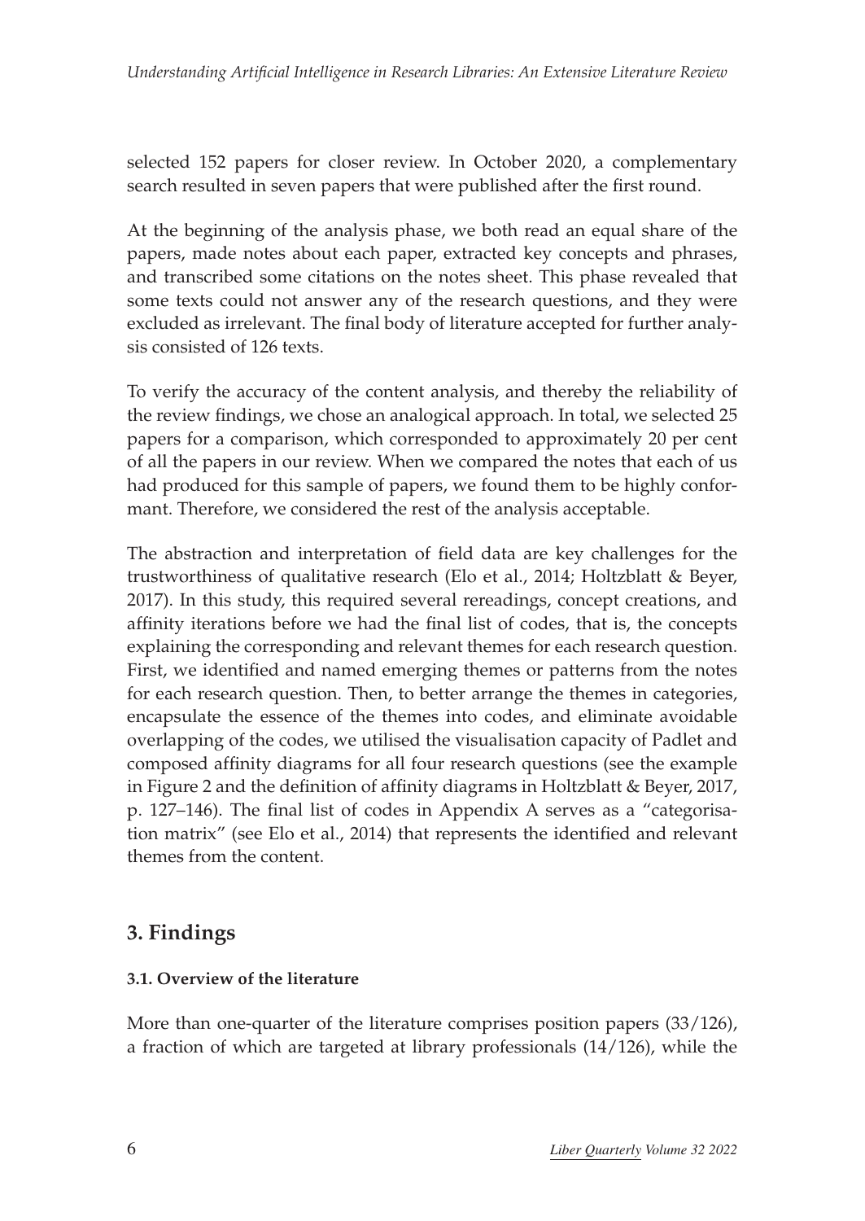selected 152 papers for closer review. In October 2020, a complementary search resulted in seven papers that were published after the first round.

At the beginning of the analysis phase, we both read an equal share of the papers, made notes about each paper, extracted key concepts and phrases, and transcribed some citations on the notes sheet. This phase revealed that some texts could not answer any of the research questions, and they were excluded as irrelevant. The final body of literature accepted for further analysis consisted of 126 texts.

To verify the accuracy of the content analysis, and thereby the reliability of the review findings, we chose an analogical approach. In total, we selected 25 papers for a comparison, which corresponded to approximately 20 per cent of all the papers in our review. When we compared the notes that each of us had produced for this sample of papers, we found them to be highly conformant. Therefore, we considered the rest of the analysis acceptable.

The abstraction and interpretation of field data are key challenges for the trustworthiness of qualitative research (Elo et al., 2014; Holtzblatt & Beyer, 2017). In this study, this required several rereadings, concept creations, and affinity iterations before we had the final list of codes, that is, the concepts explaining the corresponding and relevant themes for each research question. First, we identified and named emerging themes or patterns from the notes for each research question. Then, to better arrange the themes in categories, encapsulate the essence of the themes into codes, and eliminate avoidable overlapping of the codes, we utilised the visualisation capacity of Padlet and composed affinity diagrams for all four research questions (see the example in Figure 2 and the definition of affinity diagrams in Holtzblatt & Beyer, 2017, p. 127–146). The final list of codes in Appendix A serves as a "categorisation matrix" (see Elo et al., 2014) that represents the identified and relevant themes from the content.

## 3. Findings

### 3.1. Overview of the literature

More than one-quarter of the literature comprises position papers (33/126), a fraction of which are targeted at library professionals (14/126), while the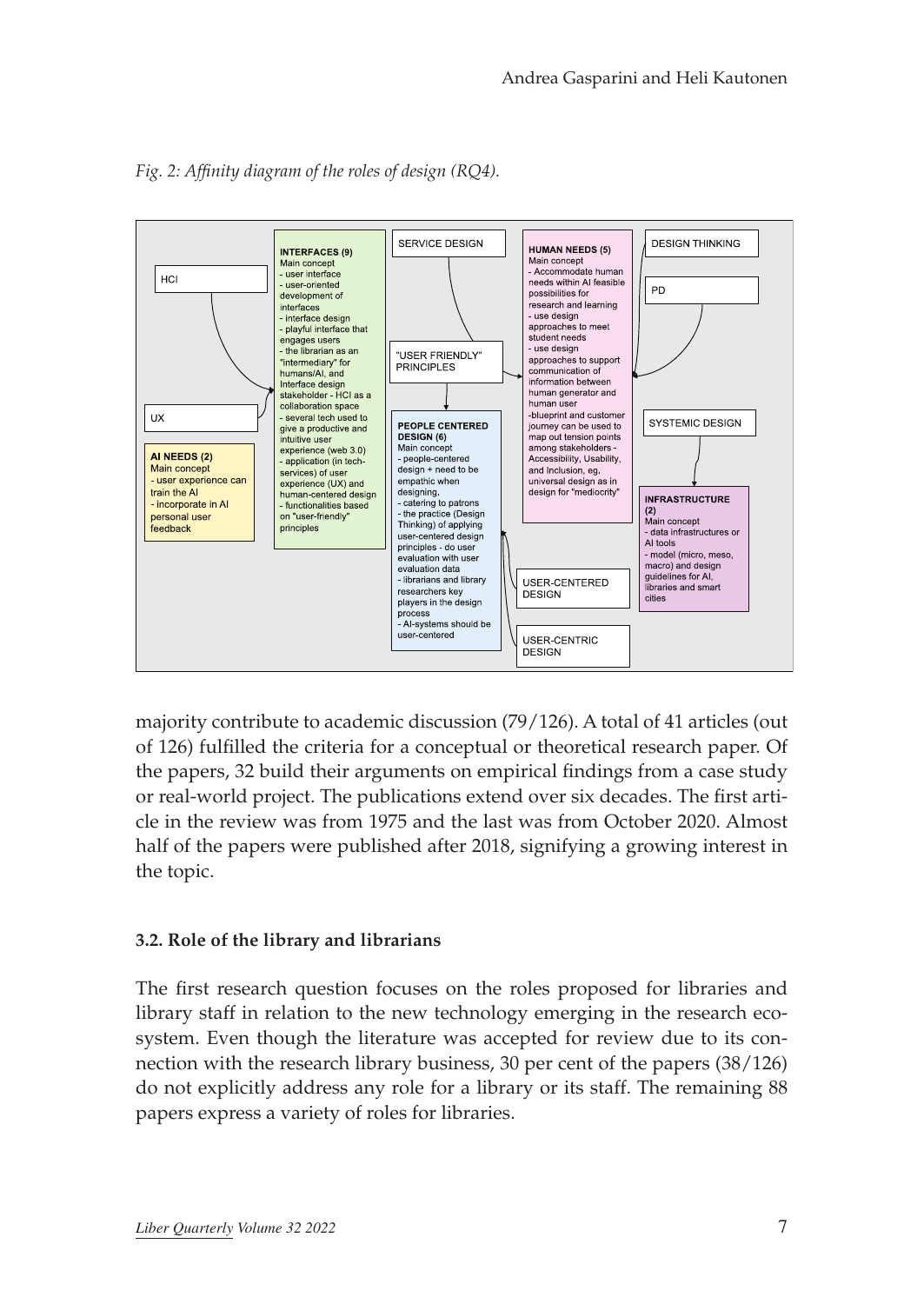*Fig. 2: Affinity diagram of the roles of design (RQ4).*

majority contribute to academic discussion (79/126). A total of 41 articles (out of 126) fulfilled the criteria for a conceptual or theoretical research paper. Of the papers, 32 build their arguments on empirical findings from a case study or real-world project. The publications extend over six decades. The first article in the review was from 1975 and the last was from October 2020. Almost half of the papers were published after 2018, signifying a growing interest in the topic.

### 3.2. Role of the library and librarians

The first research question focuses on the roles proposed for libraries and library staff in relation to the new technology emerging in the research ecosystem. Even though the literature was accepted for review due to its connection with the research library business, 30 per cent of the papers (38/126) do not explicitly address any role for a library or its staff. The remaining 88 papers express a variety of roles for libraries.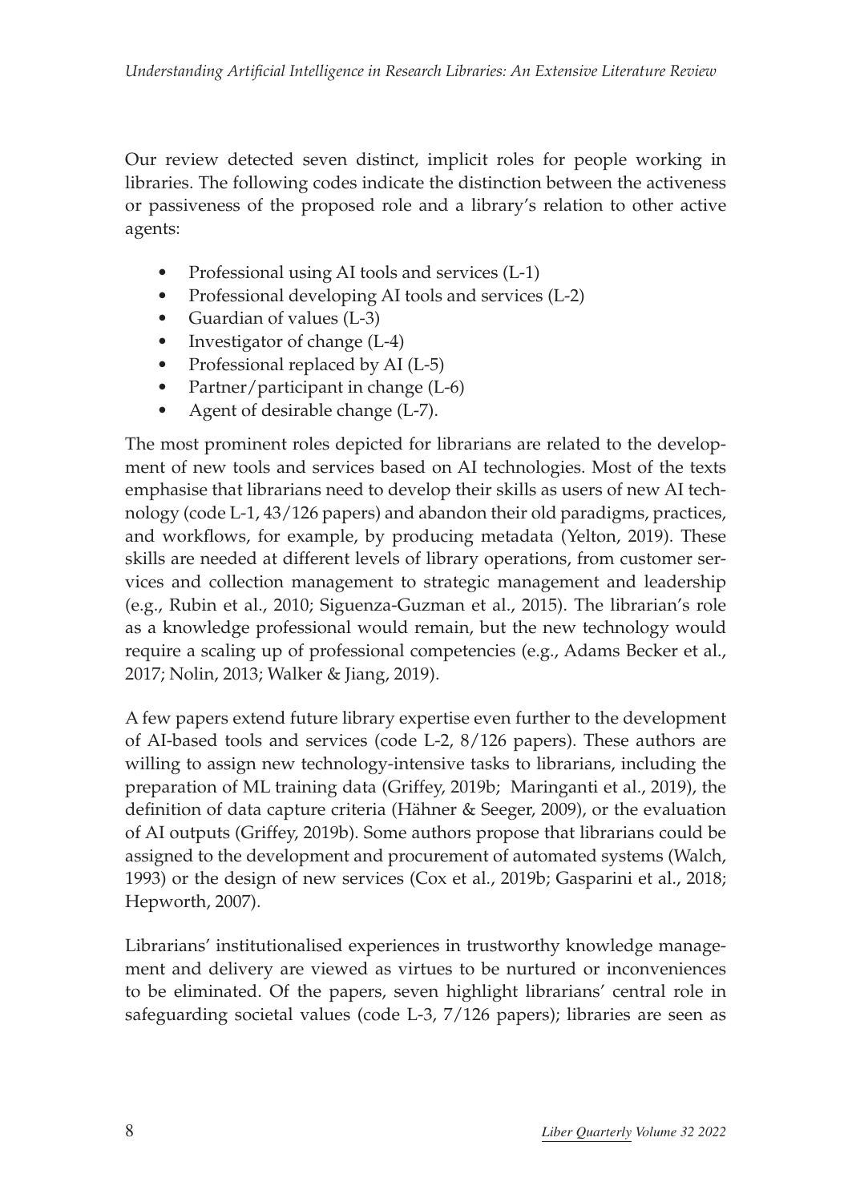Our review detected seven distinct, implicit roles for people working in libraries. The following codes indicate the distinction between the activeness or passiveness of the proposed role and a library's relation to other active agents:

- Professional using AI tools and services (L-1)
- Professional developing AI tools and services (L-2)
- Guardian of values (L-3)
- Investigator of change (L-4)
- Professional replaced by AI (L-5)
- Partner/participant in change (L-6)
- Agent of desirable change (L-7).

The most prominent roles depicted for librarians are related to the development of new tools and services based on AI technologies. Most of the texts emphasise that librarians need to develop their skills as users of new AI technology (code L-1, 43/126 papers) and abandon their old paradigms, practices, and workflows, for example, by producing metadata (Yelton, 2019). These skills are needed at different levels of library operations, from customer services and collection management to strategic management and leadership (e.g., Rubin et al., 2010; Siguenza-Guzman et al., 2015). The librarian's role as a knowledge professional would remain, but the new technology would require a scaling up of professional competencies (e.g., Adams Becker et al., 2017; Nolin, 2013; Walker & Jiang, 2019).

A few papers extend future library expertise even further to the development of AI-based tools and services (code L-2, 8/126 papers). These authors are willing to assign new technology-intensive tasks to librarians, including the preparation of ML training data (Griffey, 2019b; Maringanti et al., 2019), the definition of data capture criteria (Hähner & Seeger, 2009), or the evaluation of AI outputs (Griffey, 2019b). Some authors propose that librarians could be assigned to the development and procurement of automated systems (Walch, 1993) or the design of new services (Cox et al., 2019b; Gasparini et al., 2018; Hepworth, 2007).

Librarians' institutionalised experiences in trustworthy knowledge management and delivery are viewed as virtues to be nurtured or inconveniences to be eliminated. Of the papers, seven highlight librarians' central role in safeguarding societal values (code L-3, 7/126 papers); libraries are seen as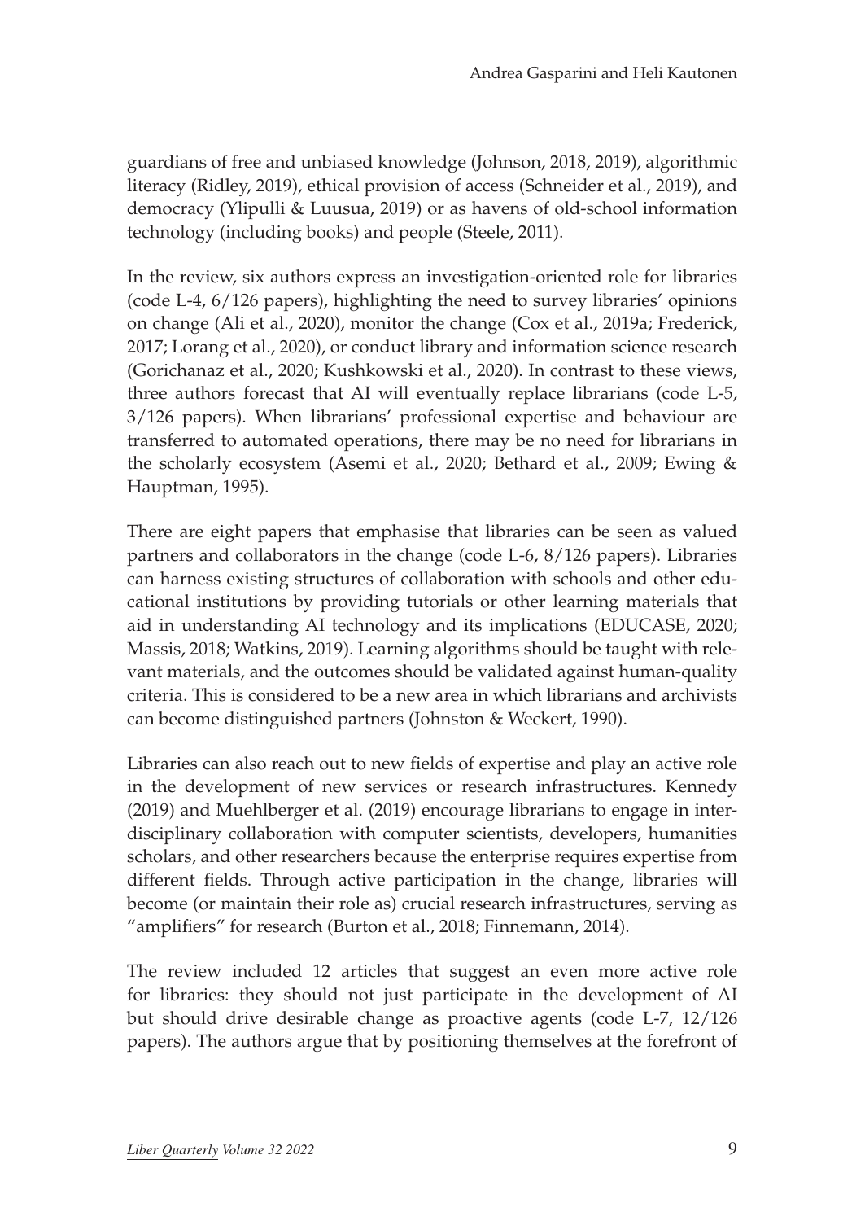guardians of free and unbiased knowledge (Johnson, 2018, 2019), algorithmic literacy (Ridley, 2019), ethical provision of access (Schneider et al., 2019), and democracy (Ylipulli & Luusua, 2019) or as havens of old-school information technology (including books) and people (Steele, 2011).

In the review, six authors express an investigation-oriented role for libraries (code L-4, 6/126 papers), highlighting the need to survey libraries' opinions on change (Ali et al., 2020), monitor the change (Cox et al., 2019a; Frederick, 2017; Lorang et al., 2020), or conduct library and information science research (Gorichanaz et al., 2020; Kushkowski et al., 2020). In contrast to these views, three authors forecast that AI will eventually replace librarians (code L-5, 3/126 papers). When librarians' professional expertise and behaviour are transferred to automated operations, there may be no need for librarians in the scholarly ecosystem (Asemi et al., 2020; Bethard et al., 2009; Ewing & Hauptman, 1995).

There are eight papers that emphasise that libraries can be seen as valued partners and collaborators in the change (code L-6, 8/126 papers). Libraries can harness existing structures of collaboration with schools and other educational institutions by providing tutorials or other learning materials that aid in understanding AI technology and its implications (EDUCASE, 2020; Massis, 2018; Watkins, 2019). Learning algorithms should be taught with relevant materials, and the outcomes should be validated against human-quality criteria. This is considered to be a new area in which librarians and archivists can become distinguished partners (Johnston & Weckert, 1990).

Libraries can also reach out to new fields of expertise and play an active role in the development of new services or research infrastructures. Kennedy (2019) and Muehlberger et al. (2019) encourage librarians to engage in interdisciplinary collaboration with computer scientists, developers, humanities scholars, and other researchers because the enterprise requires expertise from different fields. Through active participation in the change, libraries will become (or maintain their role as) crucial research infrastructures, serving as "amplifiers" for research (Burton et al., 2018; Finnemann, 2014).

The review included 12 articles that suggest an even more active role for libraries: they should not just participate in the development of AI but should drive desirable change as proactive agents (code L-7, 12/126 papers). The authors argue that by positioning themselves at the forefront of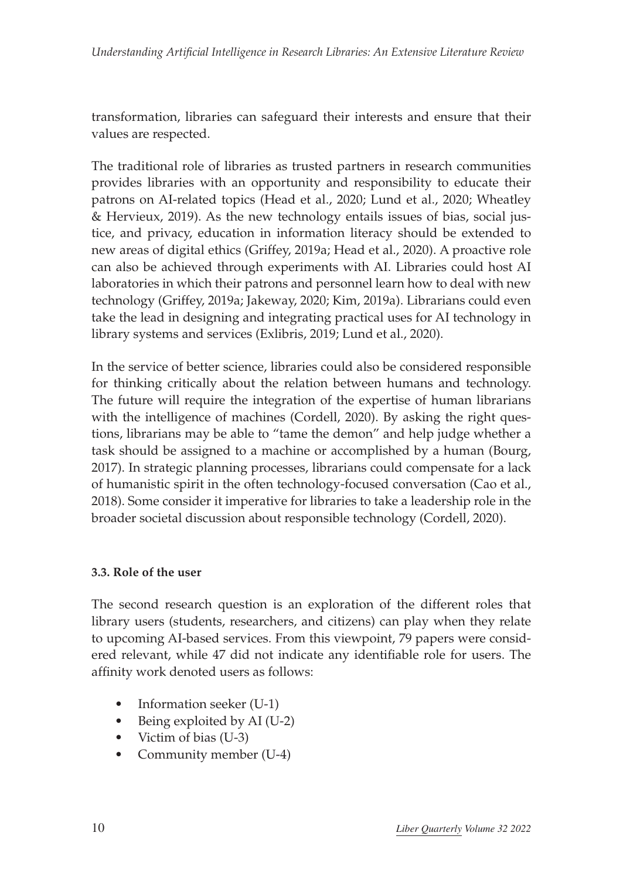transformation, libraries can safeguard their interests and ensure that their values are respected.

The traditional role of libraries as trusted partners in research communities provides libraries with an opportunity and responsibility to educate their patrons on AI-related topics (Head et al., 2020; Lund et al., 2020; Wheatley & Hervieux, 2019). As the new technology entails issues of bias, social justice, and privacy, education in information literacy should be extended to new areas of digital ethics (Griffey, 2019a; Head et al., 2020). A proactive role can also be achieved through experiments with AI. Libraries could host AI laboratories in which their patrons and personnel learn how to deal with new technology (Griffey, 2019a; Jakeway, 2020; Kim, 2019a). Librarians could even take the lead in designing and integrating practical uses for AI technology in library systems and services (Exlibris, 2019; Lund et al., 2020).

In the service of better science, libraries could also be considered responsible for thinking critically about the relation between humans and technology. The future will require the integration of the expertise of human librarians with the intelligence of machines (Cordell, 2020). By asking the right questions, librarians may be able to "tame the demon" and help judge whether a task should be assigned to a machine or accomplished by a human (Bourg, 2017). In strategic planning processes, librarians could compensate for a lack of humanistic spirit in the often technology-focused conversation (Cao et al., 2018). Some consider it imperative for libraries to take a leadership role in the broader societal discussion about responsible technology (Cordell, 2020).

### 3.3. Role of the user

The second research question is an exploration of the different roles that library users (students, researchers, and citizens) can play when they relate to upcoming AI-based services. From this viewpoint, 79 papers were considered relevant, while 47 did not indicate any identifiable role for users. The affinity work denoted users as follows:

- Information seeker (U-1)
- Being exploited by AI (U-2)
- Victim of bias (U-3)
- Community member (U-4)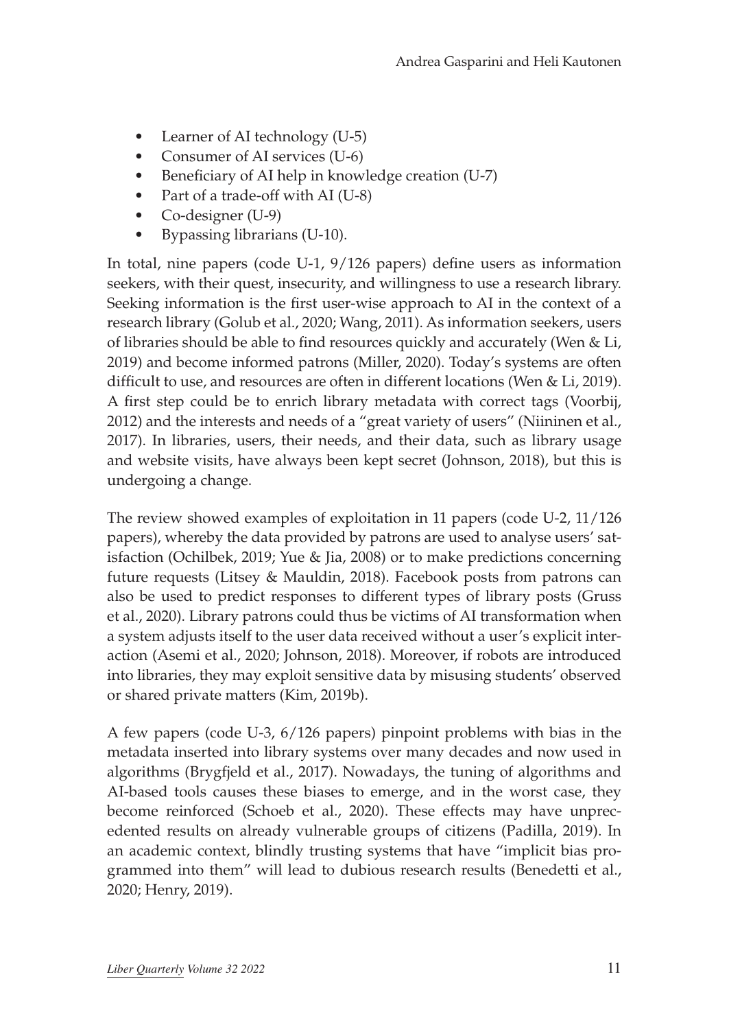- Learner of AI technology (U-5)
- Consumer of AI services (U-6)
- Beneficiary of AI help in knowledge creation (U-7)
- Part of a trade-off with AI (U-8)
- Co-designer (U-9)
- Bypassing librarians (U-10).

In total, nine papers (code U-1, 9/126 papers) define users as information seekers, with their quest, insecurity, and willingness to use a research library. Seeking information is the first user-wise approach to AI in the context of a research library (Golub et al., 2020; Wang, 2011). As information seekers, users of libraries should be able to find resources quickly and accurately (Wen & Li, 2019) and become informed patrons (Miller, 2020). Today's systems are often difficult to use, and resources are often in different locations (Wen & Li, 2019). A first step could be to enrich library metadata with correct tags (Voorbij, 2012) and the interests and needs of a "great variety of users" (Niininen et al., 2017). In libraries, users, their needs, and their data, such as library usage and website visits, have always been kept secret (Johnson, 2018), but this is undergoing a change.

The review showed examples of exploitation in 11 papers (code U-2, 11/126 papers), whereby the data provided by patrons are used to analyse users' satisfaction (Ochilbek, 2019; Yue & Jia, 2008) or to make predictions concerning future requests (Litsey & Mauldin, 2018). Facebook posts from patrons can also be used to predict responses to different types of library posts (Gruss et al., 2020). Library patrons could thus be victims of AI transformation when a system adjusts itself to the user data received without a user's explicit interaction (Asemi et al., 2020; Johnson, 2018). Moreover, if robots are introduced into libraries, they may exploit sensitive data by misusing students' observed or shared private matters (Kim, 2019b).

A few papers (code U-3, 6/126 papers) pinpoint problems with bias in the metadata inserted into library systems over many decades and now used in algorithms (Brygfjeld et al., 2017). Nowadays, the tuning of algorithms and AI-based tools causes these biases to emerge, and in the worst case, they become reinforced (Schoeb et al., 2020). These effects may have unprecedented results on already vulnerable groups of citizens (Padilla, 2019). In an academic context, blindly trusting systems that have "implicit bias programmed into them" will lead to dubious research results (Benedetti et al., 2020; Henry, 2019).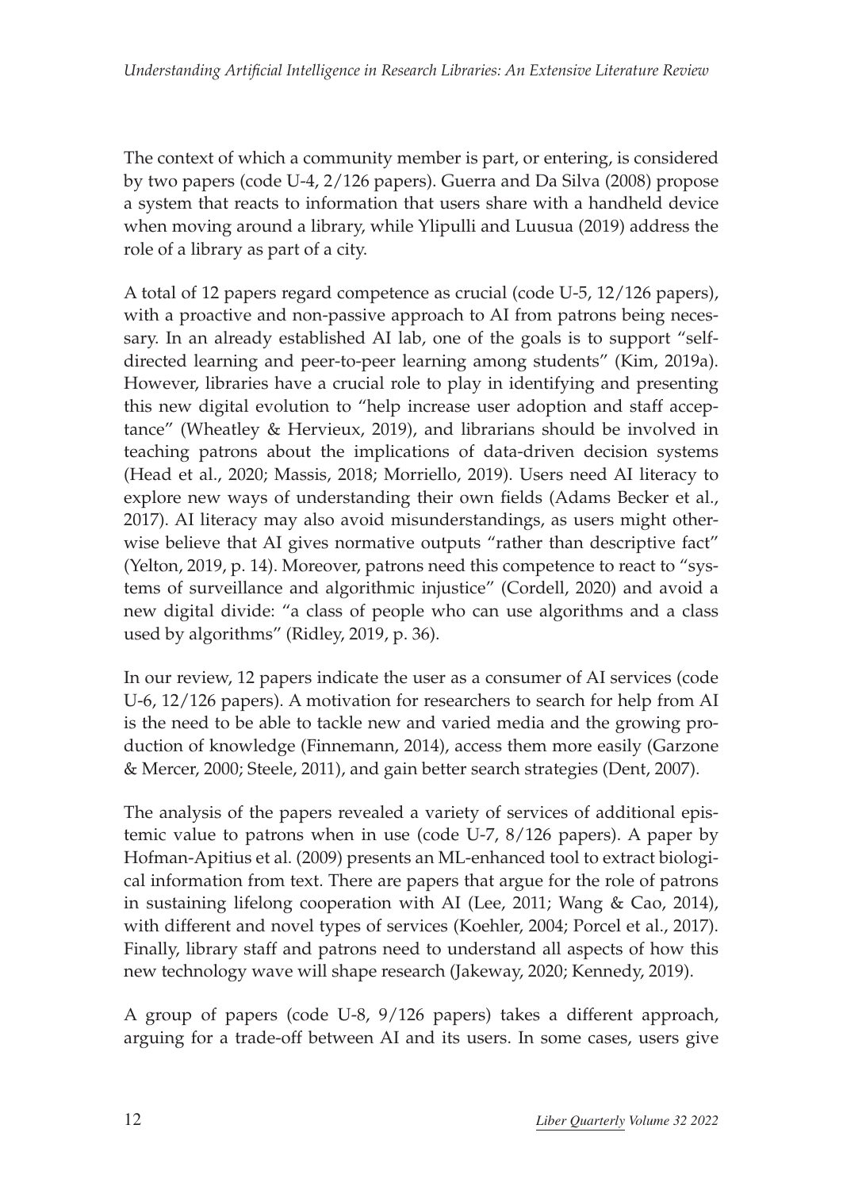The context of which a community member is part, or entering, is considered by two papers (code U-4, 2/126 papers). Guerra and Da Silva (2008) propose a system that reacts to information that users share with a handheld device when moving around a library, while Ylipulli and Luusua (2019) address the role of a library as part of a city.

A total of 12 papers regard competence as crucial (code U-5, 12/126 papers), with a proactive and non-passive approach to AI from patrons being necessary. In an already established AI lab, one of the goals is to support "self-directed learning and peer-to-peer learning among students" (Kim, 2019a). However, libraries have a crucial role to play in identifying and presenting this new digital evolution to "help increase user adoption and staff acceptance" (Wheatley & Hervieux, 2019), and librarians should be involved in teaching patrons about the implications of data-driven decision systems (Head et al., 2020; Massis, 2018; Morriello, 2019). Users need AI literacy to explore new ways of understanding their own fields (Adams Becker et al., 2017). AI literacy may also avoid misunderstandings, as users might otherwise believe that AI gives normative outputs "rather than descriptive fact" (Yelton, 2019, p. 14). Moreover, patrons need this competence to react to "systems of surveillance and algorithmic injustice" (Cordell, 2020) and avoid a new digital divide: "a class of people who can use algorithms and a class used by algorithms" (Ridley, 2019, p. 36).

In our review, 12 papers indicate the user as a consumer of AI services (code U-6, 12/126 papers). A motivation for researchers to search for help from AI is the need to be able to tackle new and varied media and the growing production of knowledge (Finnemann, 2014), access them more easily (Garzone & Mercer, 2000; Steele, 2011), and gain better search strategies (Dent, 2007).

The analysis of the papers revealed a variety of services of additional epistemic value to patrons when in use (code U-7, 8/126 papers). A paper by Hofman-Apitius et al. (2009) presents an ML-enhanced tool to extract biological information from text. There are papers that argue for the role of patrons in sustaining lifelong cooperation with AI (Lee, 2011; Wang & Cao, 2014), with different and novel types of services (Koehler, 2004; Porcel et al., 2017). Finally, library staff and patrons need to understand all aspects of how this new technology wave will shape research (Jakeway, 2020; Kennedy, 2019).

A group of papers (code U-8, 9/126 papers) takes a different approach, arguing for a trade-off between AI and its users. In some cases, users give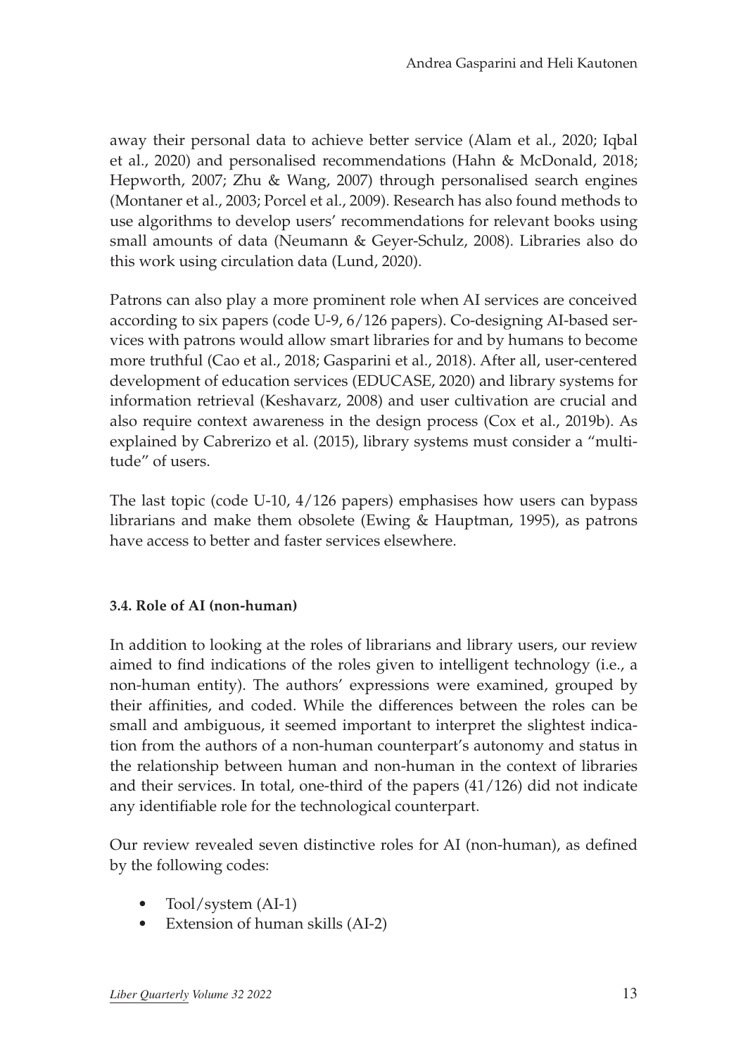away their personal data to achieve better service (Alam et al., 2020; Iqbal et al., 2020) and personalised recommendations (Hahn & McDonald, 2018; Hepworth, 2007; Zhu & Wang, 2007) through personalised search engines (Montaner et al., 2003; Porcel et al., 2009). Research has also found methods to use algorithms to develop users' recommendations for relevant books using small amounts of data (Neumann & Geyer-Schulz, 2008). Libraries also do this work using circulation data (Lund, 2020).

Patrons can also play a more prominent role when AI services are conceived according to six papers (code U-9, 6/126 papers). Co-designing AI-based services with patrons would allow smart libraries for and by humans to become more truthful (Cao et al., 2018; Gasparini et al., 2018). After all, user-centered development of education services (EDUCASE, 2020) and library systems for information retrieval (Keshavarz, 2008) and user cultivation are crucial and also require context awareness in the design process (Cox et al., 2019b). As explained by Cabrerizo et al. (2015), library systems must consider a "multitude" of users.

The last topic (code U-10, 4/126 papers) emphasises how users can bypass librarians and make them obsolete (Ewing & Hauptman, 1995), as patrons have access to better and faster services elsewhere.

### 3.4. Role of AI (non-human)

In addition to looking at the roles of librarians and library users, our review aimed to find indications of the roles given to intelligent technology (i.e., a non-human entity). The authors' expressions were examined, grouped by their affinities, and coded. While the differences between the roles can be small and ambiguous, it seemed important to interpret the slightest indication from the authors of a non-human counterpart's autonomy and status in the relationship between human and non-human in the context of libraries and their services. In total, one-third of the papers (41/126) did not indicate any identifiable role for the technological counterpart.

Our review revealed seven distinctive roles for AI (non-human), as defined by the following codes:

- Tool/system (AI-1)
- Extension of human skills (AI-2)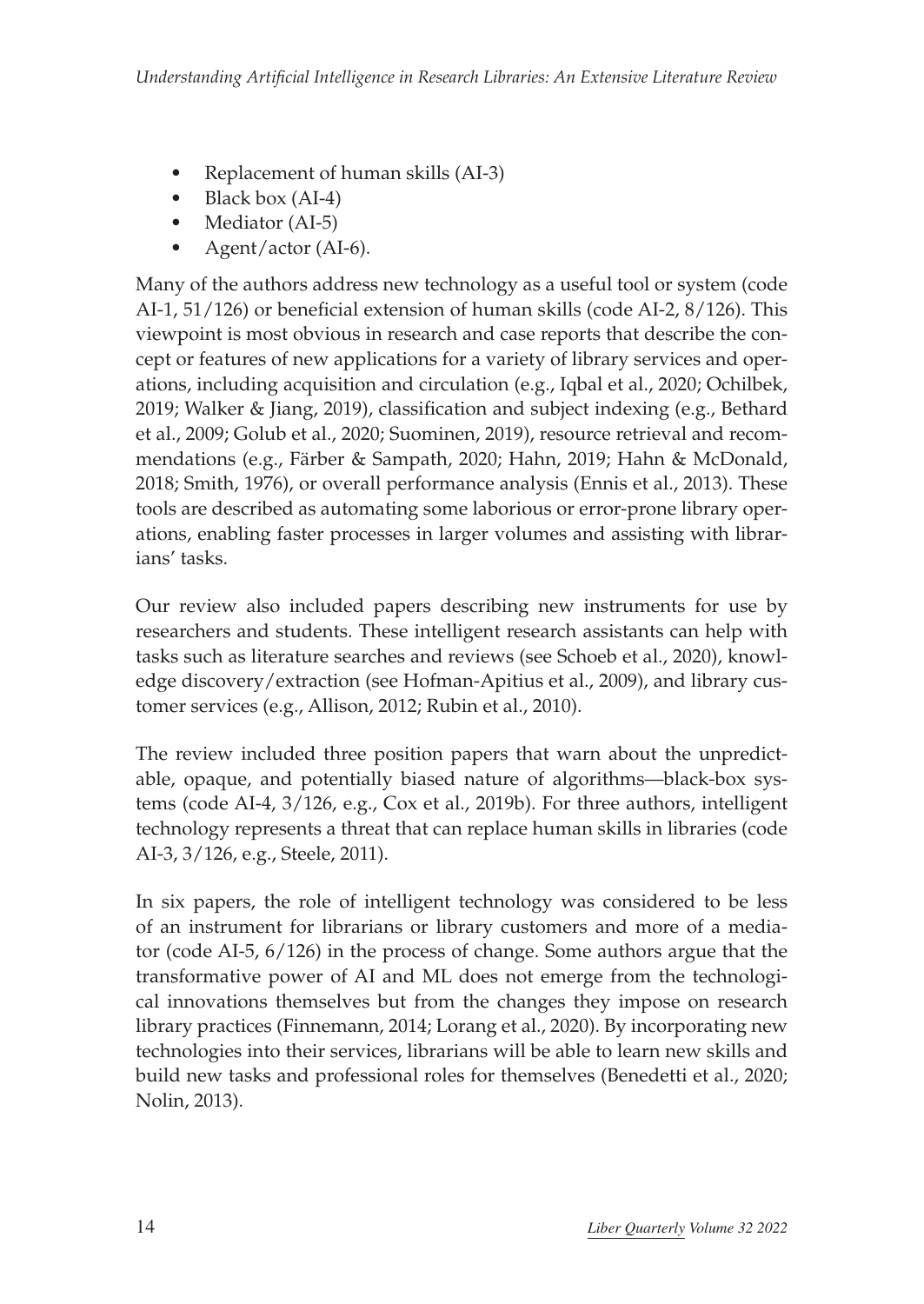- Replacement of human skills (AI-3)
- Black box (AI-4)
- Mediator (AI-5)
- Agent/actor (AI-6).

Many of the authors address new technology as a useful tool or system (code AI-1, 51/126) or beneficial extension of human skills (code AI-2, 8/126). This viewpoint is most obvious in research and case reports that describe the concept or features of new applications for a variety of library services and operations, including acquisition and circulation (e.g., Iqbal et al., 2020; Ochilbek, 2019; Walker & Jiang, 2019), classification and subject indexing (e.g., Bethard et al., 2009; Golub et al., 2020; Suominen, 2019), resource retrieval and recommendations (e.g., Färber & Sampath, 2020; Hahn, 2019; Hahn & McDonald, 2018; Smith, 1976), or overall performance analysis (Ennis et al., 2013). These tools are described as automating some laborious or error-prone library operations, enabling faster processes in larger volumes and assisting with librarians' tasks.

Our review also included papers describing new instruments for use by researchers and students. These intelligent research assistants can help with tasks such as literature searches and reviews (see Schoeb et al., 2020), knowledge discovery/extraction (see Hofman-Apitius et al., 2009), and library customer services (e.g., Allison, 2012; Rubin et al., 2010).

The review included three position papers that warn about the unpredictable, opaque, and potentially biased nature of algorithms—black-box systems (code AI-4, 3/126, e.g., Cox et al., 2019b). For three authors, intelligent technology represents a threat that can replace human skills in libraries (code AI-3, 3/126, e.g., Steele, 2011).

In six papers, the role of intelligent technology was considered to be less of an instrument for librarians or library customers and more of a mediator (code AI-5, 6/126) in the process of change. Some authors argue that the transformative power of AI and ML does not emerge from the technological innovations themselves but from the changes they impose on research library practices (Finnemann, 2014; Lorang et al., 2020). By incorporating new technologies into their services, librarians will be able to learn new skills and build new tasks and professional roles for themselves (Benedetti et al., 2020; Nolin, 2013).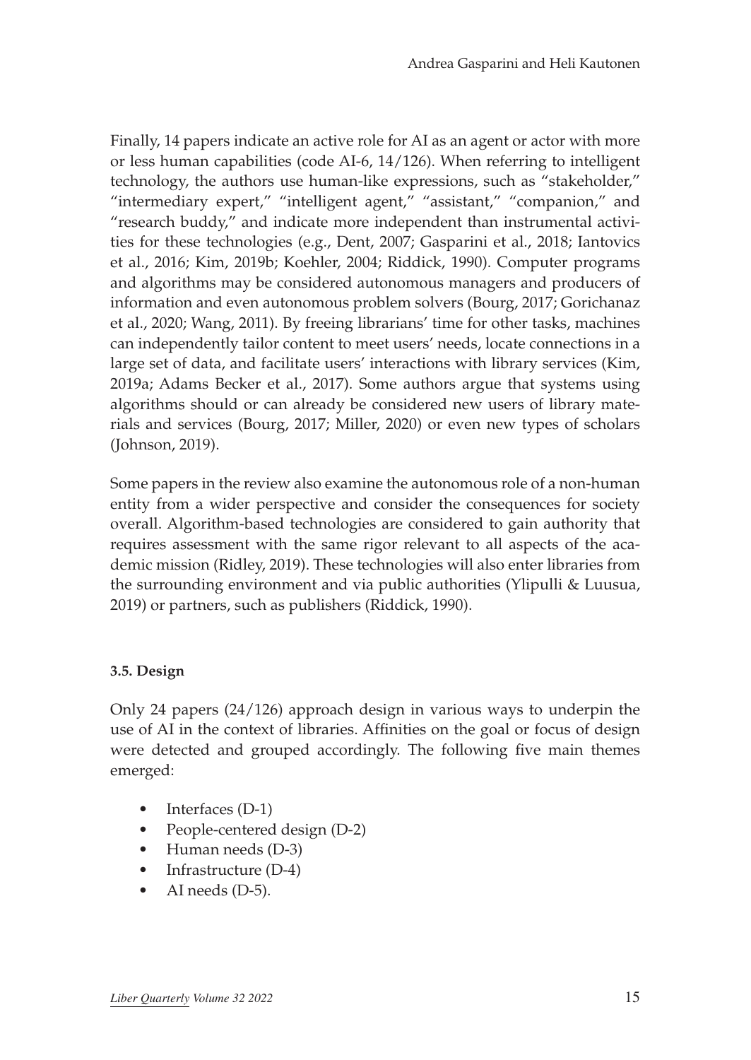Finally, 14 papers indicate an active role for AI as an agent or actor with more or less human capabilities (code AI-6, 14/126). When referring to intelligent technology, the authors use human-like expressions, such as "stakeholder," "intermediary expert," "intelligent agent," "assistant," "companion," and "research buddy," and indicate more independent than instrumental activities for these technologies (e.g., Dent, 2007; Gasparini et al., 2018; Iantovics et al., 2016; Kim, 2019b; Koehler, 2004; Riddick, 1990). Computer programs and algorithms may be considered autonomous managers and producers of information and even autonomous problem solvers (Bourg, 2017; Gorichanaz et al., 2020; Wang, 2011). By freeing librarians' time for other tasks, machines can independently tailor content to meet users' needs, locate connections in a large set of data, and facilitate users' interactions with library services (Kim, 2019a; Adams Becker et al., 2017). Some authors argue that systems using algorithms should or can already be considered new users of library materials and services (Bourg, 2017; Miller, 2020) or even new types of scholars (Johnson, 2019).

Some papers in the review also examine the autonomous role of a non-human entity from a wider perspective and consider the consequences for society overall. Algorithm-based technologies are considered to gain authority that requires assessment with the same rigor relevant to all aspects of the academic mission (Ridley, 2019). These technologies will also enter libraries from the surrounding environment and via public authorities (Ylipulli & Luusua, 2019) or partners, such as publishers (Riddick, 1990).

### 3.5. Design

Only 24 papers (24/126) approach design in various ways to underpin the use of AI in the context of libraries. Affinities on the goal or focus of design were detected and grouped accordingly. The following five main themes emerged:

- Interfaces (D-1)
- People-centered design (D-2)
- Human needs (D-3)
- Infrastructure (D-4)
- AI needs (D-5).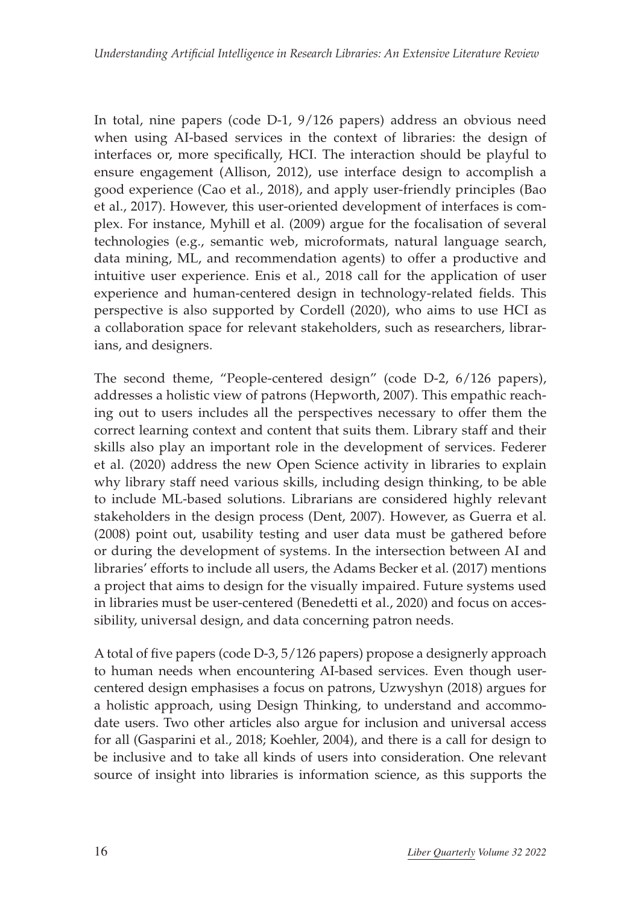In total, nine papers (code D-1, 9/126 papers) address an obvious need when using AI-based services in the context of libraries: the design of interfaces or, more specifically, HCI. The interaction should be playful to ensure engagement (Allison, 2012), use interface design to accomplish a good experience (Cao et al., 2018), and apply user-friendly principles (Bao et al., 2017). However, this user-oriented development of interfaces is complex. For instance, Myhill et al. (2009) argue for the focalisation of several technologies (e.g., semantic web, microformats, natural language search, data mining, ML, and recommendation agents) to offer a productive and intuitive user experience. Enis et al., 2018 call for the application of user experience and human-centered design in technology-related fields. This perspective is also supported by Cordell (2020), who aims to use HCI as a collaboration space for relevant stakeholders, such as researchers, librarians, and designers.

The second theme, "People-centered design" (code D-2, 6/126 papers), addresses a holistic view of patrons (Hepworth, 2007). This empathic reaching out to users includes all the perspectives necessary to offer them the correct learning context and content that suits them. Library staff and their skills also play an important role in the development of services. Federer et al. (2020) address the new Open Science activity in libraries to explain why library staff need various skills, including design thinking, to be able to include ML-based solutions. Librarians are considered highly relevant stakeholders in the design process (Dent, 2007). However, as Guerra et al. (2008) point out, usability testing and user data must be gathered before or during the development of systems. In the intersection between AI and libraries' efforts to include all users, the Adams Becker et al. (2017) mentions a project that aims to design for the visually impaired. Future systems used in libraries must be user-centered (Benedetti et al., 2020) and focus on accessibility, universal design, and data concerning patron needs.

A total of five papers (code D-3, 5/126 papers) propose a designerly approach to human needs when encountering AI-based services. Even though user-centered design emphasises a focus on patrons, Uzwyshyn (2018) argues for a holistic approach, using Design Thinking, to understand and accommodate users. Two other articles also argue for inclusion and universal access for all (Gasparini et al., 2018; Koehler, 2004), and there is a call for design to be inclusive and to take all kinds of users into consideration. One relevant source of insight into libraries is information science, as this supports the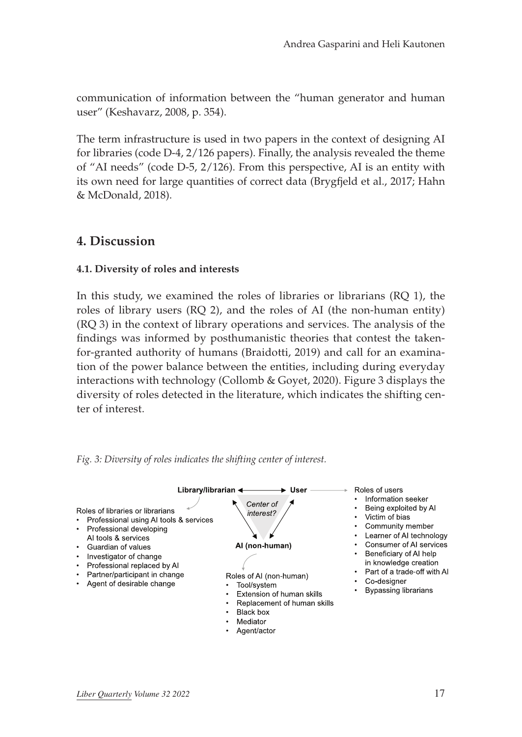communication of information between the "human generator and human user" (Keshavarz, 2008, p. 354).

The term infrastructure is used in two papers in the context of designing AI for libraries (code D-4, 2/126 papers). Finally, the analysis revealed the theme of "AI needs" (code D-5, 2/126). From this perspective, AI is an entity with its own need for large quantities of correct data (Brygfjeld et al., 2017; Hahn & McDonald, 2018).

## 4. Discussion

### 4.1. Diversity of roles and interests

In this study, we examined the roles of libraries or librarians (RQ 1), the roles of library users (RQ 2), and the roles of AI (the non-human entity) (RQ 3) in the context of library operations and services. The analysis of the findings was informed by posthumanistic theories that contest the taken-for-granted authority of humans (Braidotti, 2019) and call for an examination of the power balance between the entities, including during everyday interactions with technology (Collomb & Goyet, 2020). Figure 3 displays the diversity of roles detected in the literature, which indicates the shifting center of interest.

*Fig. 3: Diversity of roles indicates the shifting center of interest.*

**Library/librarian** ↔ **User** ↔ **AI (non-human)** — *Center of interest?*

Roles of libraries or librarians
- Professional using AI tools & services
- Professional developing AI tools & services
- Guardian of values
- Investigator of change
- Professional replaced by AI
- Partner/participant in change
- Agent of desirable change

Roles of users
- Information seeker
- Being exploited by AI
- Victim of bias
- Community member
- Learner of AI technology
- Consumer of AI services
- Beneficiary of AI help in knowledge creation
- Part of a trade-off with AI
- Co-designer
- Bypassing librarians

Roles of AI (non-human)
- Tool/system
- Extension of human skills
- Replacement of human skills
- Black box
- Mediator
- Agent/actor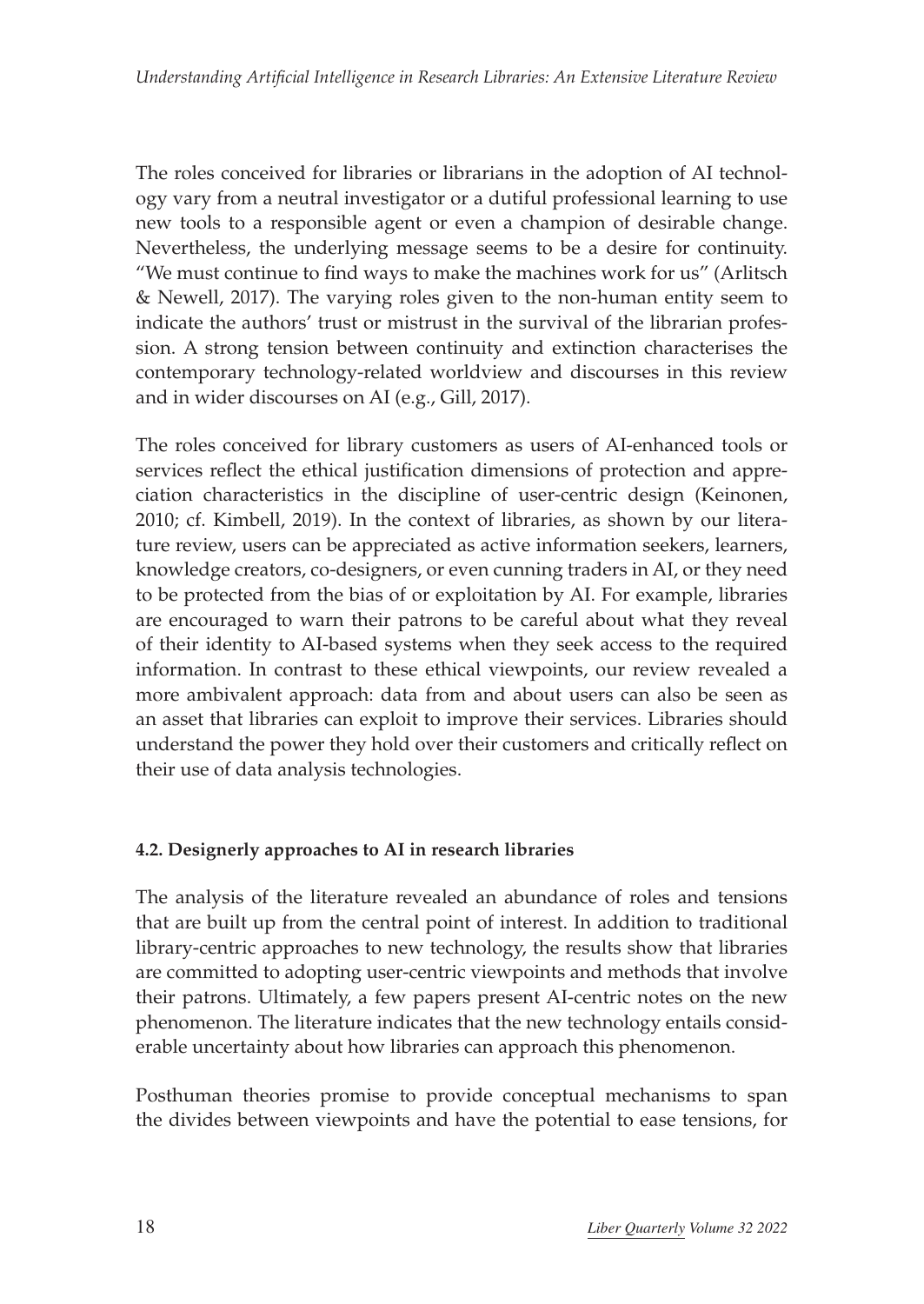The roles conceived for libraries or librarians in the adoption of AI technology vary from a neutral investigator or a dutiful professional learning to use new tools to a responsible agent or even a champion of desirable change. Nevertheless, the underlying message seems to be a desire for continuity. "We must continue to find ways to make the machines work for us" (Arlitsch & Newell, 2017). The varying roles given to the non-human entity seem to indicate the authors' trust or mistrust in the survival of the librarian profession. A strong tension between continuity and extinction characterises the contemporary technology-related worldview and discourses in this review and in wider discourses on AI (e.g., Gill, 2017).

The roles conceived for library customers as users of AI-enhanced tools or services reflect the ethical justification dimensions of protection and appreciation characteristics in the discipline of user-centric design (Keinonen, 2010; cf. Kimbell, 2019). In the context of libraries, as shown by our literature review, users can be appreciated as active information seekers, learners, knowledge creators, co-designers, or even cunning traders in AI, or they need to be protected from the bias of or exploitation by AI. For example, libraries are encouraged to warn their patrons to be careful about what they reveal of their identity to AI-based systems when they seek access to the required information. In contrast to these ethical viewpoints, our review revealed a more ambivalent approach: data from and about users can also be seen as an asset that libraries can exploit to improve their services. Libraries should understand the power they hold over their customers and critically reflect on their use of data analysis technologies.

#### 4.2. Designerly approaches to AI in research libraries

The analysis of the literature revealed an abundance of roles and tensions that are built up from the central point of interest. In addition to traditional library-centric approaches to new technology, the results show that libraries are committed to adopting user-centric viewpoints and methods that involve their patrons. Ultimately, a few papers present AI-centric notes on the new phenomenon. The literature indicates that the new technology entails considerable uncertainty about how libraries can approach this phenomenon.

Posthuman theories promise to provide conceptual mechanisms to span the divides between viewpoints and have the potential to ease tensions, for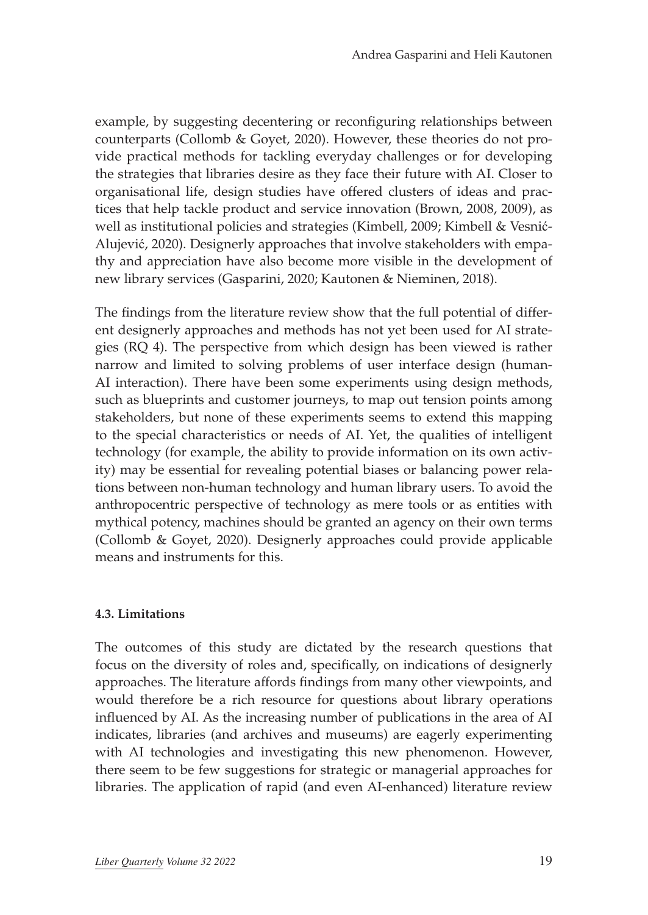example, by suggesting decentering or reconfiguring relationships between counterparts (Collomb & Goyet, 2020). However, these theories do not provide practical methods for tackling everyday challenges or for developing the strategies that libraries desire as they face their future with AI. Closer to organisational life, design studies have offered clusters of ideas and practices that help tackle product and service innovation (Brown, 2008, 2009), as well as institutional policies and strategies (Kimbell, 2009; Kimbell & Vesnić-Alujević, 2020). Designerly approaches that involve stakeholders with empathy and appreciation have also become more visible in the development of new library services (Gasparini, 2020; Kautonen & Nieminen, 2018).

The findings from the literature review show that the full potential of different designerly approaches and methods has not yet been used for AI strategies (RQ 4). The perspective from which design has been viewed is rather narrow and limited to solving problems of user interface design (human-AI interaction). There have been some experiments using design methods, such as blueprints and customer journeys, to map out tension points among stakeholders, but none of these experiments seems to extend this mapping to the special characteristics or needs of AI. Yet, the qualities of intelligent technology (for example, the ability to provide information on its own activity) may be essential for revealing potential biases or balancing power relations between non-human technology and human library users. To avoid the anthropocentric perspective of technology as mere tools or as entities with mythical potency, machines should be granted an agency on their own terms (Collomb & Goyet, 2020). Designerly approaches could provide applicable means and instruments for this.

#### 4.3. Limitations

The outcomes of this study are dictated by the research questions that focus on the diversity of roles and, specifically, on indications of designerly approaches. The literature affords findings from many other viewpoints, and would therefore be a rich resource for questions about library operations influenced by AI. As the increasing number of publications in the area of AI indicates, libraries (and archives and museums) are eagerly experimenting with AI technologies and investigating this new phenomenon. However, there seem to be few suggestions for strategic or managerial approaches for libraries. The application of rapid (and even AI-enhanced) literature review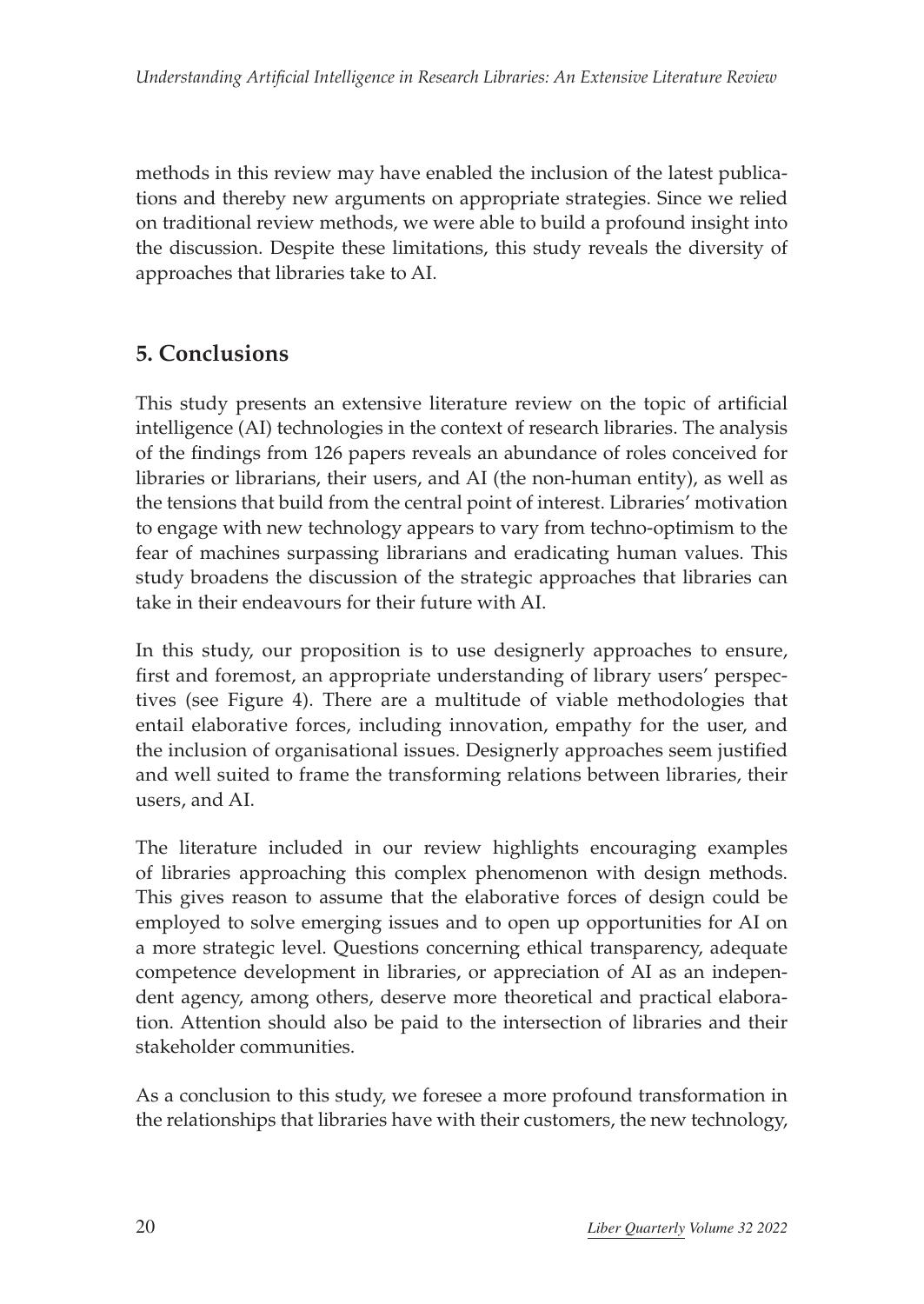methods in this review may have enabled the inclusion of the latest publications and thereby new arguments on appropriate strategies. Since we relied on traditional review methods, we were able to build a profound insight into the discussion. Despite these limitations, this study reveals the diversity of approaches that libraries take to AI.

## 5. Conclusions

This study presents an extensive literature review on the topic of artificial intelligence (AI) technologies in the context of research libraries. The analysis of the findings from 126 papers reveals an abundance of roles conceived for libraries or librarians, their users, and AI (the non-human entity), as well as the tensions that build from the central point of interest. Libraries' motivation to engage with new technology appears to vary from techno-optimism to the fear of machines surpassing librarians and eradicating human values. This study broadens the discussion of the strategic approaches that libraries can take in their endeavours for their future with AI.

In this study, our proposition is to use designerly approaches to ensure, first and foremost, an appropriate understanding of library users' perspectives (see Figure 4). There are a multitude of viable methodologies that entail elaborative forces, including innovation, empathy for the user, and the inclusion of organisational issues. Designerly approaches seem justified and well suited to frame the transforming relations between libraries, their users, and AI.

The literature included in our review highlights encouraging examples of libraries approaching this complex phenomenon with design methods. This gives reason to assume that the elaborative forces of design could be employed to solve emerging issues and to open up opportunities for AI on a more strategic level. Questions concerning ethical transparency, adequate competence development in libraries, or appreciation of AI as an independent agency, among others, deserve more theoretical and practical elaboration. Attention should also be paid to the intersection of libraries and their stakeholder communities.

As a conclusion to this study, we foresee a more profound transformation in the relationships that libraries have with their customers, the new technology,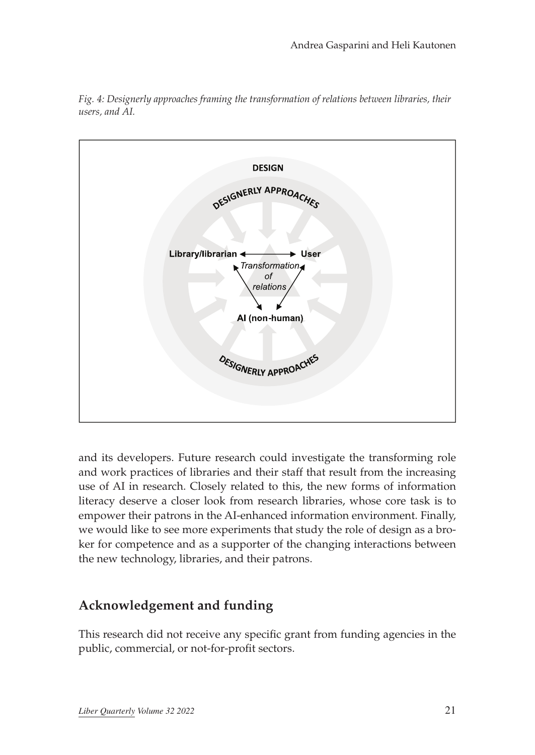*Fig. 4: Designerly approaches framing the transformation of relations between libraries, their users, and AI.*

and its developers. Future research could investigate the transforming role and work practices of libraries and their staff that result from the increasing use of AI in research. Closely related to this, the new forms of information literacy deserve a closer look from research libraries, whose core task is to empower their patrons in the AI-enhanced information environment. Finally, we would like to see more experiments that study the role of design as a broker for competence and as a supporter of the changing interactions between the new technology, libraries, and their patrons.

## Acknowledgement and funding

This research did not receive any specific grant from funding agencies in the public, commercial, or not-for-profit sectors.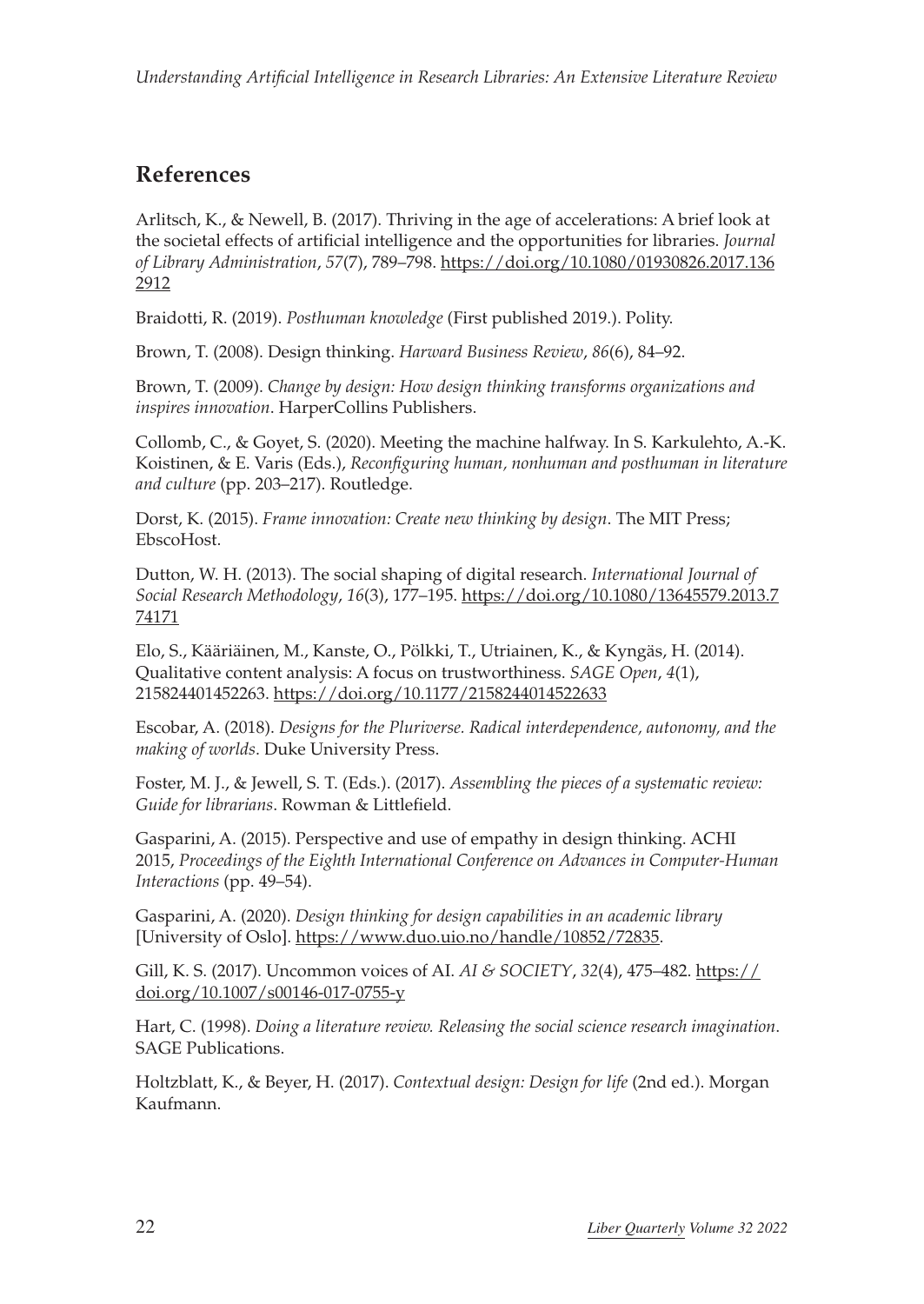## References

Arlitsch, K., & Newell, B. (2017). Thriving in the age of accelerations: A brief look at the societal effects of artificial intelligence and the opportunities for libraries. *Journal of Library Administration*, *57*(7), 789–798. https://doi.org/10.1080/01930826.2017.1362912

Braidotti, R. (2019). *Posthuman knowledge* (First published 2019.). Polity.

Brown, T. (2008). Design thinking. *Harward Business Review*, *86*(6), 84–92.

Brown, T. (2009). *Change by design: How design thinking transforms organizations and inspires innovation*. HarperCollins Publishers.

Collomb, C., & Goyet, S. (2020). Meeting the machine halfway. In S. Karkulehto, A.-K. Koistinen, & E. Varis (Eds.), *Reconfiguring human, nonhuman and posthuman in literature and culture* (pp. 203–217). Routledge.

Dorst, K. (2015). *Frame innovation: Create new thinking by design*. The MIT Press; EbscoHost.

Dutton, W. H. (2013). The social shaping of digital research. *International Journal of Social Research Methodology*, *16*(3), 177–195. https://doi.org/10.1080/13645579.2013.774171

Elo, S., Kääriäinen, M., Kanste, O., Pölkki, T., Utriainen, K., & Kyngäs, H. (2014). Qualitative content analysis: A focus on trustworthiness. *SAGE Open*, *4*(1), 215824401452263. https://doi.org/10.1177/2158244014522633

Escobar, A. (2018). *Designs for the Pluriverse. Radical interdependence, autonomy, and the making of worlds*. Duke University Press.

Foster, M. J., & Jewell, S. T. (Eds.). (2017). *Assembling the pieces of a systematic review: Guide for librarians*. Rowman & Littlefield.

Gasparini, A. (2015). Perspective and use of empathy in design thinking. ACHI 2015, *Proceedings of the Eighth International Conference on Advances in Computer-Human Interactions* (pp. 49–54).

Gasparini, A. (2020). *Design thinking for design capabilities in an academic library* [University of Oslo]. https://www.duo.uio.no/handle/10852/72835.

Gill, K. S. (2017). Uncommon voices of AI. *AI & SOCIETY*, *32*(4), 475–482. https://doi.org/10.1007/s00146-017-0755-y

Hart, C. (1998). *Doing a literature review. Releasing the social science research imagination*. SAGE Publications.

Holtzblatt, K., & Beyer, H. (2017). *Contextual design: Design for life* (2nd ed.). Morgan Kaufmann.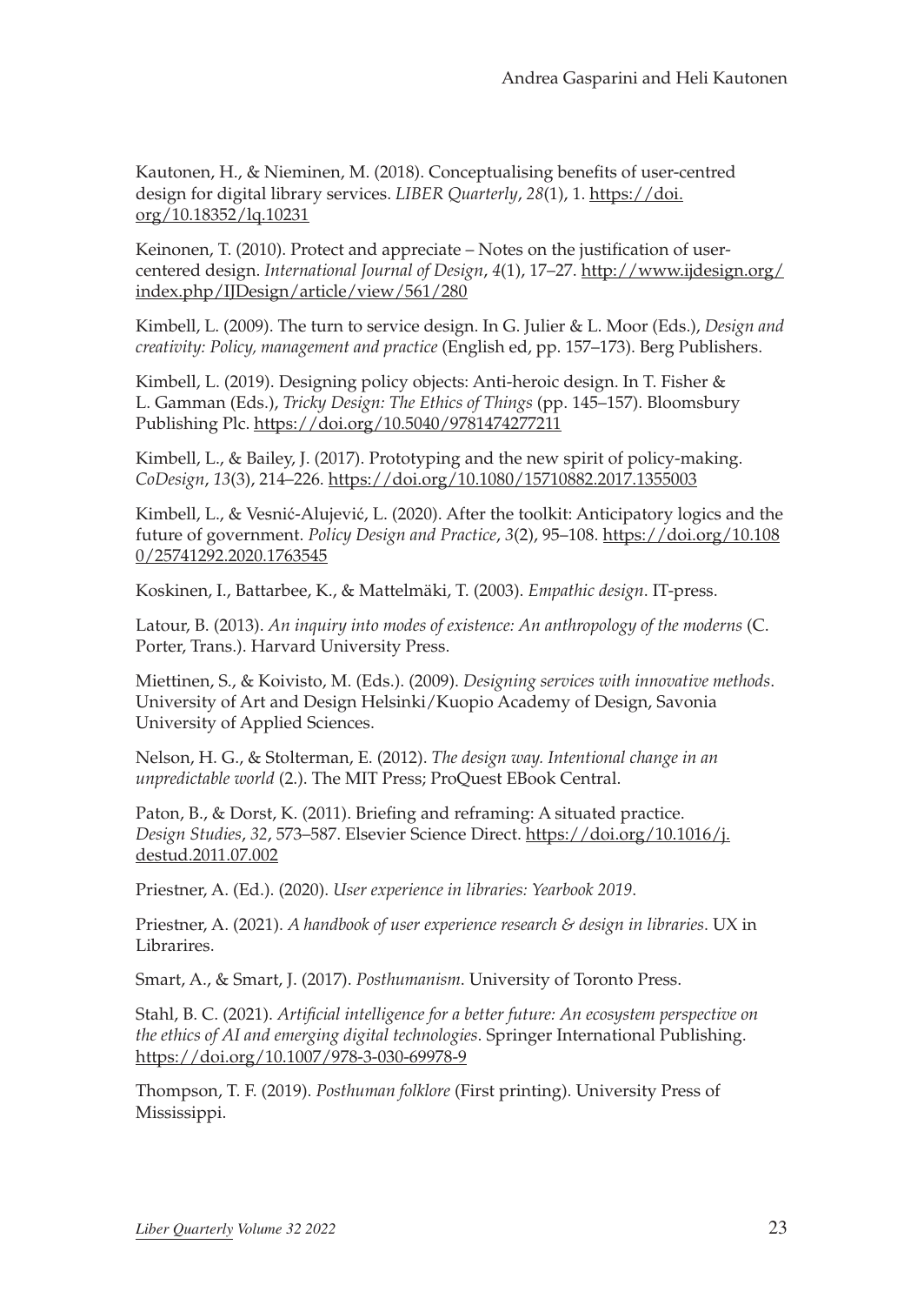Kautonen, H., & Nieminen, M. (2018). Conceptualising benefits of user-centred design for digital library services. *LIBER Quarterly*, *28*(1), 1. https://doi.org/10.18352/lq.10231

Keinonen, T. (2010). Protect and appreciate – Notes on the justification of user-centered design. *International Journal of Design*, *4*(1), 17–27. http://www.ijdesign.org/index.php/IJDesign/article/view/561/280

Kimbell, L. (2009). The turn to service design. In G. Julier & L. Moor (Eds.), *Design and creativity: Policy, management and practice* (English ed, pp. 157–173). Berg Publishers.

Kimbell, L. (2019). Designing policy objects: Anti-heroic design. In T. Fisher & L. Gamman (Eds.), *Tricky Design: The Ethics of Things* (pp. 145–157). Bloomsbury Publishing Plc. https://doi.org/10.5040/9781474277211

Kimbell, L., & Bailey, J. (2017). Prototyping and the new spirit of policy-making. *CoDesign*, *13*(3), 214–226. https://doi.org/10.1080/15710882.2017.1355003

Kimbell, L., & Vesnić-Alujević, L. (2020). After the toolkit: Anticipatory logics and the future of government. *Policy Design and Practice*, *3*(2), 95–108. https://doi.org/10.1080/25741292.2020.1763545

Koskinen, I., Battarbee, K., & Mattelmäki, T. (2003). *Empathic design*. IT-press.

Latour, B. (2013). *An inquiry into modes of existence: An anthropology of the moderns* (C. Porter, Trans.). Harvard University Press.

Miettinen, S., & Koivisto, M. (Eds.). (2009). *Designing services with innovative methods*. University of Art and Design Helsinki/Kuopio Academy of Design, Savonia University of Applied Sciences.

Nelson, H. G., & Stolterman, E. (2012). *The design way. Intentional change in an unpredictable world* (2.). The MIT Press; ProQuest EBook Central.

Paton, B., & Dorst, K. (2011). Briefing and reframing: A situated practice. *Design Studies*, *32*, 573–587. Elsevier Science Direct. https://doi.org/10.1016/j.destud.2011.07.002

Priestner, A. (Ed.). (2020). *User experience in libraries: Yearbook 2019*.

Priestner, A. (2021). *A handbook of user experience research & design in libraries*. UX in Librarires.

Smart, A., & Smart, J. (2017). *Posthumanism*. University of Toronto Press.

Stahl, B. C. (2021). *Artificial intelligence for a better future: An ecosystem perspective on the ethics of AI and emerging digital technologies*. Springer International Publishing. https://doi.org/10.1007/978-3-030-69978-9

Thompson, T. F. (2019). *Posthuman folklore* (First printing). University Press of Mississippi.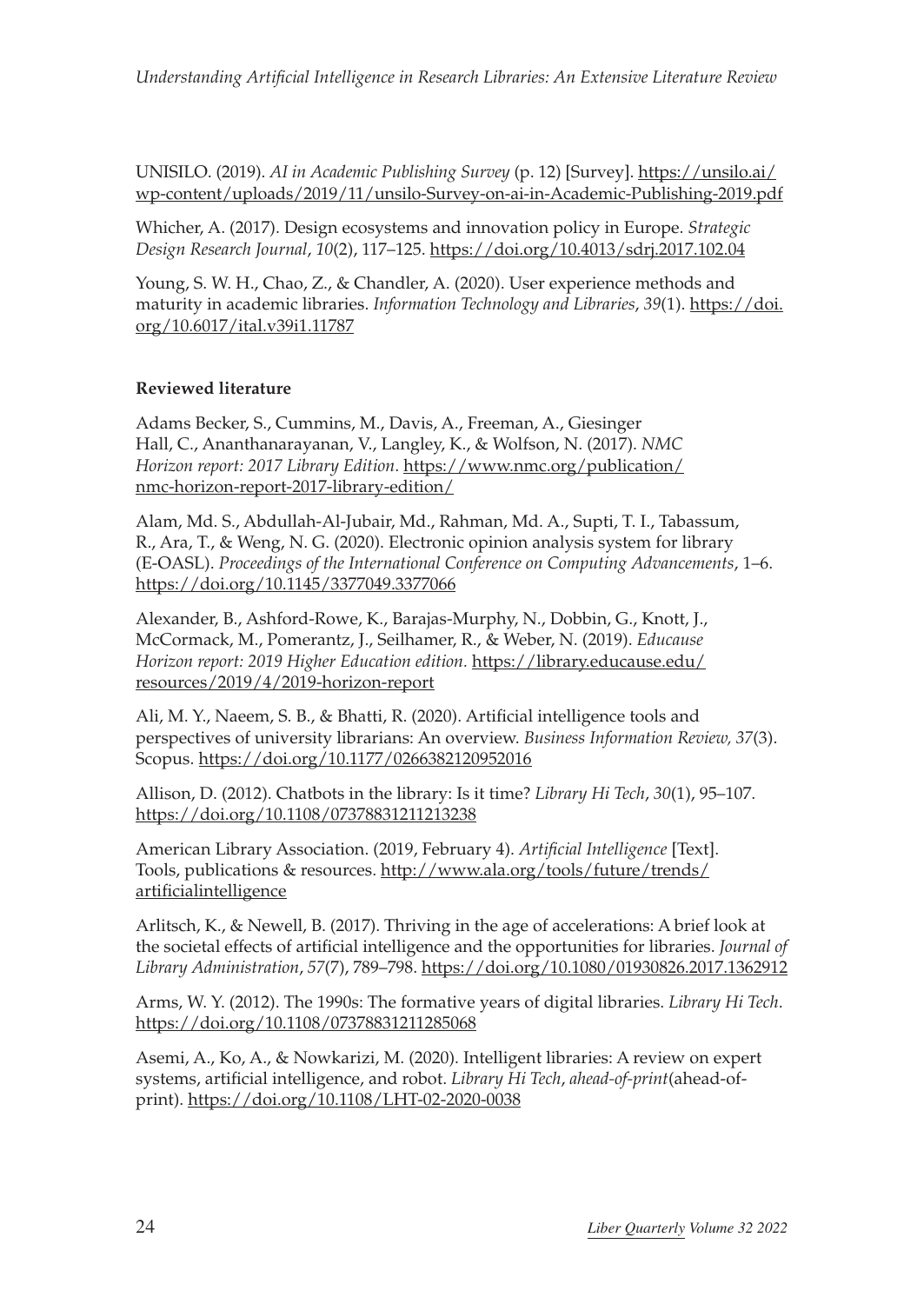UNISILO. (2019). *AI in Academic Publishing Survey* (p. 12) [Survey]. https://unsilo.ai/wp-content/uploads/2019/11/unsilo-Survey-on-ai-in-Academic-Publishing-2019.pdf

Whicher, A. (2017). Design ecosystems and innovation policy in Europe. *Strategic Design Research Journal*, *10*(2), 117–125. https://doi.org/10.4013/sdrj.2017.102.04

Young, S. W. H., Chao, Z., & Chandler, A. (2020). User experience methods and maturity in academic libraries. *Information Technology and Libraries*, *39*(1). https://doi.org/10.6017/ital.v39i1.11787

**Reviewed literature**

Adams Becker, S., Cummins, M., Davis, A., Freeman, A., Giesinger Hall, C., Ananthanarayanan, V., Langley, K., & Wolfson, N. (2017). *NMC Horizon report: 2017 Library Edition*. https://www.nmc.org/publication/nmc-horizon-report-2017-library-edition/

Alam, Md. S., Abdullah-Al-Jubair, Md., Rahman, Md. A., Supti, T. I., Tabassum, R., Ara, T., & Weng, N. G. (2020). Electronic opinion analysis system for library (E-OASL). *Proceedings of the International Conference on Computing Advancements*, 1–6. https://doi.org/10.1145/3377049.3377066

Alexander, B., Ashford-Rowe, K., Barajas-Murphy, N., Dobbin, G., Knott, J., McCormack, M., Pomerantz, J., Seilhamer, R., & Weber, N. (2019). *Educause Horizon report: 2019 Higher Education edition.* https://library.educause.edu/resources/2019/4/2019-horizon-report

Ali, M. Y., Naeem, S. B., & Bhatti, R. (2020). Artificial intelligence tools and perspectives of university librarians: An overview. *Business Information Review, 37*(3). Scopus. https://doi.org/10.1177/0266382120952016

Allison, D. (2012). Chatbots in the library: Is it time? *Library Hi Tech*, *30*(1), 95–107. https://doi.org/10.1108/07378831211213238

American Library Association. (2019, February 4). *Artificial Intelligence* [Text]. Tools, publications & resources. http://www.ala.org/tools/future/trends/artificialintelligence

Arlitsch, K., & Newell, B. (2017). Thriving in the age of accelerations: A brief look at the societal effects of artificial intelligence and the opportunities for libraries. *Journal of Library Administration*, *57*(7), 789–798. https://doi.org/10.1080/01930826.2017.1362912

Arms, W. Y. (2012). The 1990s: The formative years of digital libraries. *Library Hi Tech*. https://doi.org/10.1108/07378831211285068

Asemi, A., Ko, A., & Nowkarizi, M. (2020). Intelligent libraries: A review on expert systems, artificial intelligence, and robot. *Library Hi Tech*, *ahead-of-print*(ahead-of-print). https://doi.org/10.1108/LHT-02-2020-0038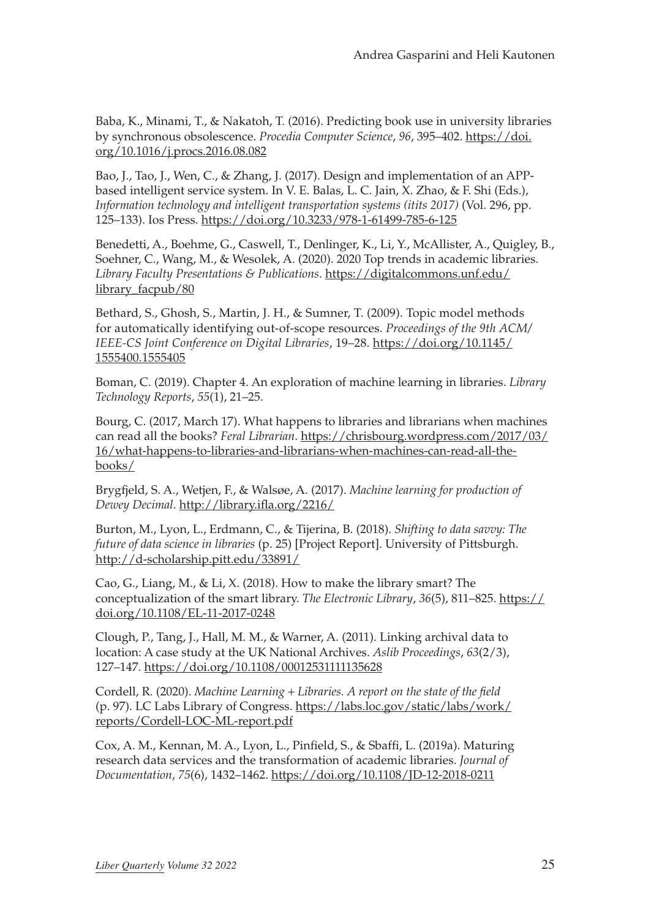Baba, K., Minami, T., & Nakatoh, T. (2016). Predicting book use in university libraries by synchronous obsolescence. *Procedia Computer Science*, *96*, 395–402. https://doi.org/10.1016/j.procs.2016.08.082

Bao, J., Tao, J., Wen, C., & Zhang, J. (2017). Design and implementation of an APP-based intelligent service system. In V. E. Balas, L. C. Jain, X. Zhao, & F. Shi (Eds.), *Information technology and intelligent transportation systems (itits 2017)* (Vol. 296, pp. 125–133). Ios Press. https://doi.org/10.3233/978-1-61499-785-6-125

Benedetti, A., Boehme, G., Caswell, T., Denlinger, K., Li, Y., McAllister, A., Quigley, B., Soehner, C., Wang, M., & Wesolek, A. (2020). 2020 Top trends in academic libraries. *Library Faculty Presentations & Publications*. https://digitalcommons.unf.edu/library_facpub/80

Bethard, S., Ghosh, S., Martin, J. H., & Sumner, T. (2009). Topic model methods for automatically identifying out-of-scope resources. *Proceedings of the 9th ACM/IEEE-CS Joint Conference on Digital Libraries*, 19–28. https://doi.org/10.1145/1555400.1555405

Boman, C. (2019). Chapter 4. An exploration of machine learning in libraries. *Library Technology Reports*, *55*(1), 21–25.

Bourg, C. (2017, March 17). What happens to libraries and librarians when machines can read all the books? *Feral Librarian*. https://chrisbourg.wordpress.com/2017/03/16/what-happens-to-libraries-and-librarians-when-machines-can-read-all-the-books/

Brygfjeld, S. A., Wetjen, F., & Walsøe, A. (2017). *Machine learning for production of Dewey Decimal*. http://library.ifla.org/2216/

Burton, M., Lyon, L., Erdmann, C., & Tijerina, B. (2018). *Shifting to data savvy: The future of data science in libraries* (p. 25) [Project Report]. University of Pittsburgh. http://d-scholarship.pitt.edu/33891/

Cao, G., Liang, M., & Li, X. (2018). How to make the library smart? The conceptualization of the smart library. *The Electronic Library*, *36*(5), 811–825. https://doi.org/10.1108/EL-11-2017-0248

Clough, P., Tang, J., Hall, M. M., & Warner, A. (2011). Linking archival data to location: A case study at the UK National Archives. *Aslib Proceedings*, *63*(2/3), 127–147. https://doi.org/10.1108/00012531111135628

Cordell, R. (2020). *Machine Learning + Libraries. A report on the state of the field* (p. 97). LC Labs Library of Congress. https://labs.loc.gov/static/labs/work/reports/Cordell-LOC-ML-report.pdf

Cox, A. M., Kennan, M. A., Lyon, L., Pinfield, S., & Sbaffi, L. (2019a). Maturing research data services and the transformation of academic libraries. *Journal of Documentation*, *75*(6), 1432–1462. https://doi.org/10.1108/JD-12-2018-0211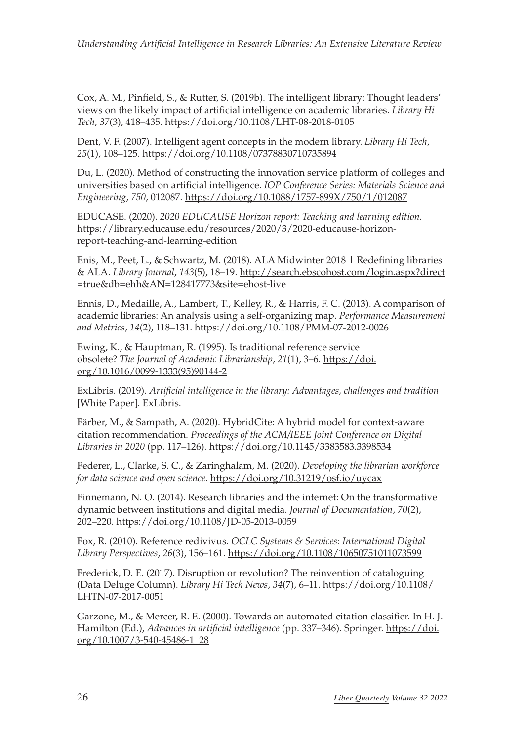Cox, A. M., Pinfield, S., & Rutter, S. (2019b). The intelligent library: Thought leaders' views on the likely impact of artificial intelligence on academic libraries. *Library Hi Tech*, *37*(3), 418–435. https://doi.org/10.1108/LHT-08-2018-0105

Dent, V. F. (2007). Intelligent agent concepts in the modern library. *Library Hi Tech*, *25*(1), 108–125. https://doi.org/10.1108/07378830710735894

Du, L. (2020). Method of constructing the innovation service platform of colleges and universities based on artificial intelligence. *IOP Conference Series: Materials Science and Engineering*, *750*, 012087. https://doi.org/10.1088/1757-899X/750/1/012087

EDUCASE. (2020). *2020 EDUCAUSE Horizon report: Teaching and learning edition.* https://library.educause.edu/resources/2020/3/2020-educause-horizon-report-teaching-and-learning-edition

Enis, M., Peet, L., & Schwartz, M. (2018). ALA Midwinter 2018 | Redefining libraries & ALA. *Library Journal*, *143*(5), 18–19. http://search.ebscohost.com/login.aspx?direct=true&db=ehh&AN=128417773&site=ehost-live

Ennis, D., Medaille, A., Lambert, T., Kelley, R., & Harris, F. C. (2013). A comparison of academic libraries: An analysis using a self-organizing map. *Performance Measurement and Metrics*, *14*(2), 118–131. https://doi.org/10.1108/PMM-07-2012-0026

Ewing, K., & Hauptman, R. (1995). Is traditional reference service obsolete? *The Journal of Academic Librarianship*, *21*(1), 3–6. https://doi.org/10.1016/0099-1333(95)90144-2

ExLibris. (2019). *Artificial intelligence in the library: Advantages, challenges and tradition* [White Paper]. ExLibris.

Färber, M., & Sampath, A. (2020). HybridCite: A hybrid model for context-aware citation recommendation. *Proceedings of the ACM/IEEE Joint Conference on Digital Libraries in 2020* (pp. 117–126). https://doi.org/10.1145/3383583.3398534

Federer, L., Clarke, S. C., & Zaringhalam, M. (2020). *Developing the librarian workforce for data science and open science*. https://doi.org/10.31219/osf.io/uycax

Finnemann, N. O. (2014). Research libraries and the internet: On the transformative dynamic between institutions and digital media. *Journal of Documentation*, *70*(2), 202–220. https://doi.org/10.1108/JD-05-2013-0059

Fox, R. (2010). Reference redivivus. *OCLC Systems & Services: International Digital Library Perspectives*, *26*(3), 156–161. https://doi.org/10.1108/10650751011073599

Frederick, D. E. (2017). Disruption or revolution? The reinvention of cataloguing (Data Deluge Column). *Library Hi Tech News*, *34*(7), 6–11. https://doi.org/10.1108/LHTN-07-2017-0051

Garzone, M., & Mercer, R. E. (2000). Towards an automated citation classifier. In H. J. Hamilton (Ed.), *Advances in artificial intelligence* (pp. 337–346). Springer. https://doi.org/10.1007/3-540-45486-1_28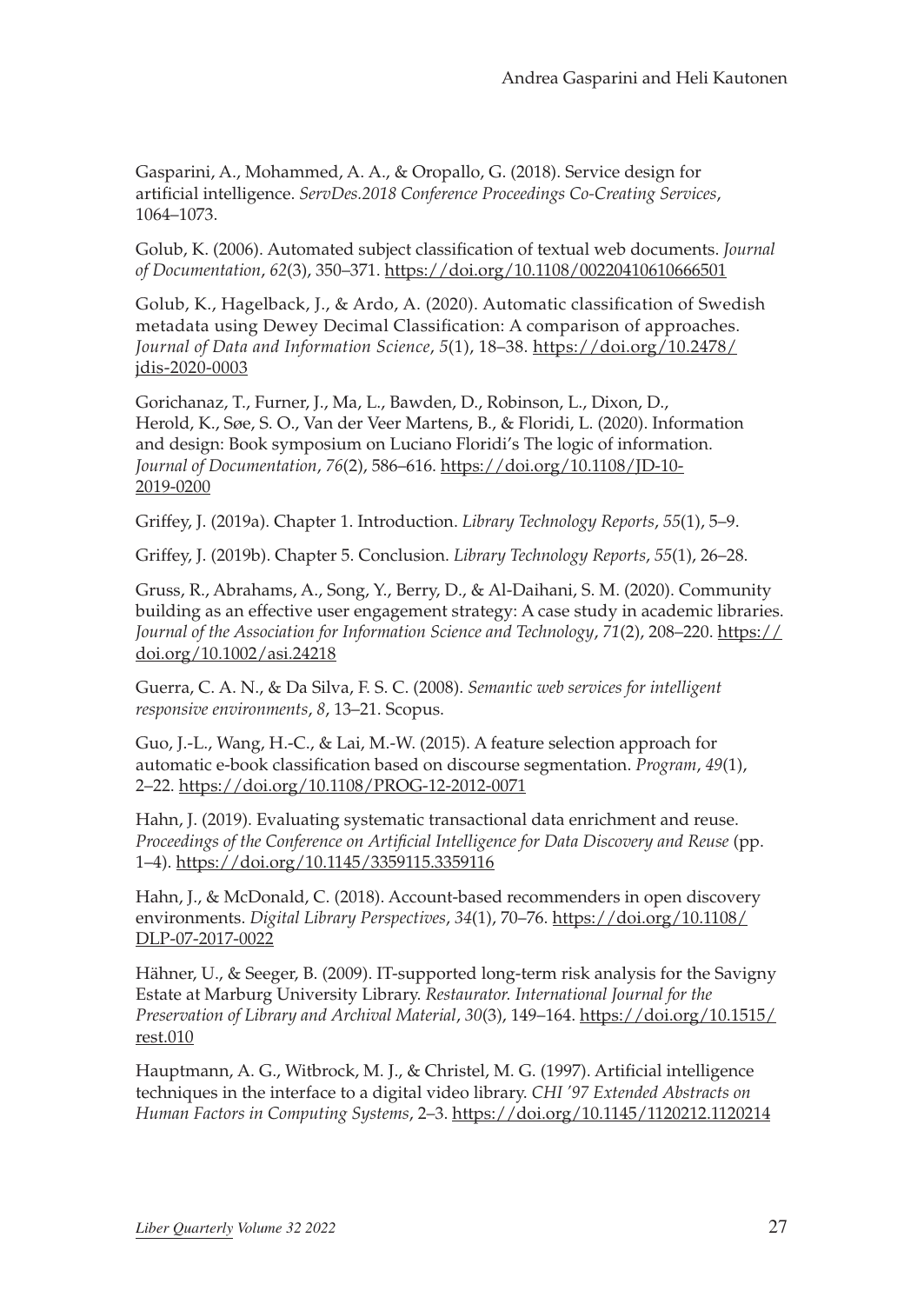Gasparini, A., Mohammed, A. A., & Oropallo, G. (2018). Service design for artificial intelligence. *ServDes.2018 Conference Proceedings Co-Creating Services*, 1064–1073.

Golub, K. (2006). Automated subject classification of textual web documents. *Journal of Documentation*, *62*(3), 350–371. https://doi.org/10.1108/00220410610666501

Golub, K., Hagelback, J., & Ardo, A. (2020). Automatic classification of Swedish metadata using Dewey Decimal Classification: A comparison of approaches. *Journal of Data and Information Science*, *5*(1), 18–38. https://doi.org/10.2478/jdis-2020-0003

Gorichanaz, T., Furner, J., Ma, L., Bawden, D., Robinson, L., Dixon, D., Herold, K., Søe, S. O., Van der Veer Martens, B., & Floridi, L. (2020). Information and design: Book symposium on Luciano Floridi's The logic of information. *Journal of Documentation*, *76*(2), 586–616. https://doi.org/10.1108/JD-10-2019-0200

Griffey, J. (2019a). Chapter 1. Introduction. *Library Technology Reports*, *55*(1), 5–9.

Griffey, J. (2019b). Chapter 5. Conclusion. *Library Technology Reports*, *55*(1), 26–28.

Gruss, R., Abrahams, A., Song, Y., Berry, D., & Al-Daihani, S. M. (2020). Community building as an effective user engagement strategy: A case study in academic libraries. *Journal of the Association for Information Science and Technology*, *71*(2), 208–220. https://doi.org/10.1002/asi.24218

Guerra, C. A. N., & Da Silva, F. S. C. (2008). *Semantic web services for intelligent responsive environments*, *8*, 13–21. Scopus.

Guo, J.-L., Wang, H.-C., & Lai, M.-W. (2015). A feature selection approach for automatic e-book classification based on discourse segmentation. *Program*, *49*(1), 2–22. https://doi.org/10.1108/PROG-12-2012-0071

Hahn, J. (2019). Evaluating systematic transactional data enrichment and reuse. *Proceedings of the Conference on Artificial Intelligence for Data Discovery and Reuse* (pp. 1–4). https://doi.org/10.1145/3359115.3359116

Hahn, J., & McDonald, C. (2018). Account-based recommenders in open discovery environments. *Digital Library Perspectives*, *34*(1), 70–76. https://doi.org/10.1108/DLP-07-2017-0022

Hähner, U., & Seeger, B. (2009). IT-supported long-term risk analysis for the Savigny Estate at Marburg University Library. *Restaurator. International Journal for the Preservation of Library and Archival Material*, *30*(3), 149–164. https://doi.org/10.1515/rest.010

Hauptmann, A. G., Witbrock, M. J., & Christel, M. G. (1997). Artificial intelligence techniques in the interface to a digital video library. *CHI '97 Extended Abstracts on Human Factors in Computing Systems*, 2–3. https://doi.org/10.1145/1120212.1120214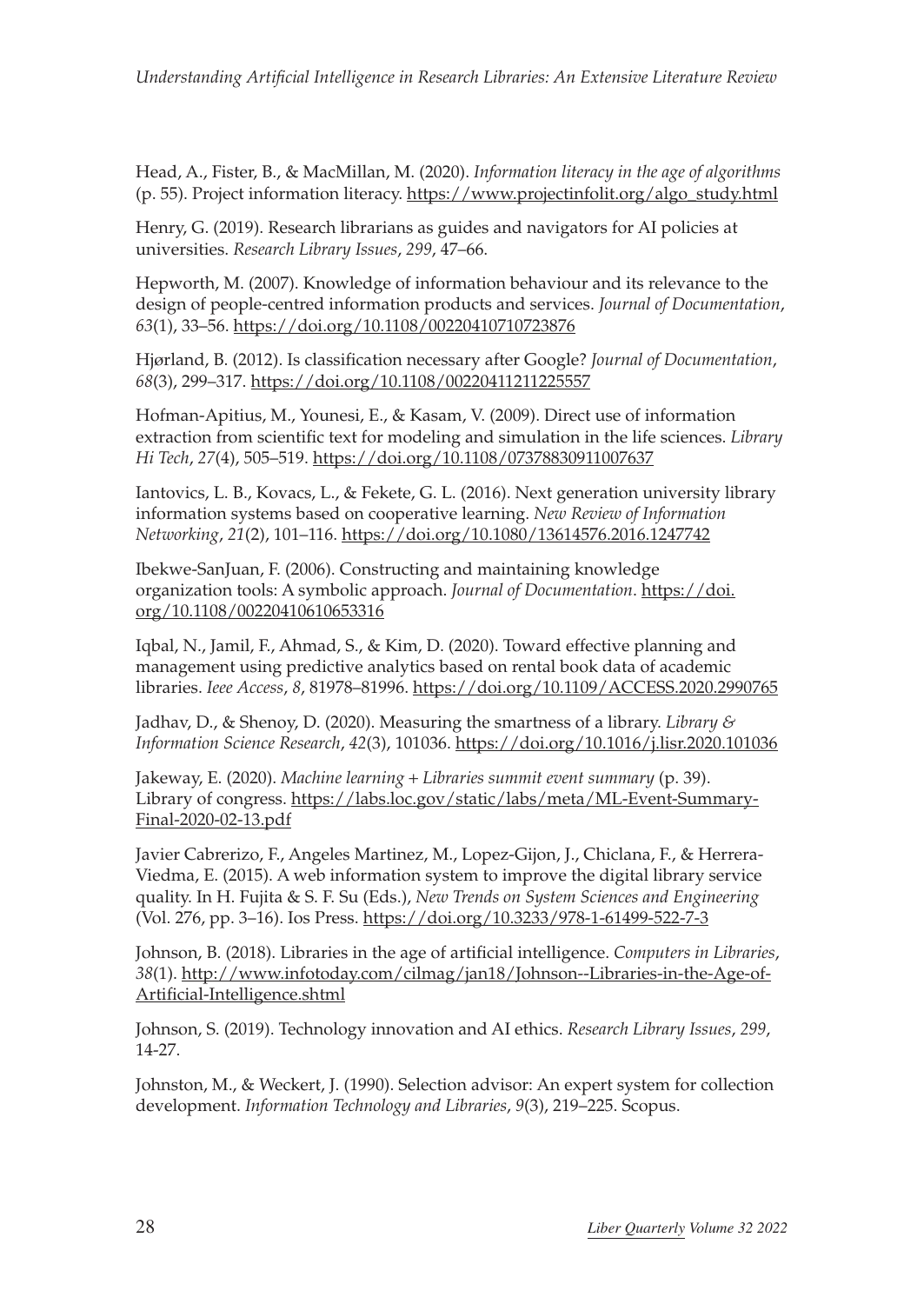Head, A., Fister, B., & MacMillan, M. (2020). *Information literacy in the age of algorithms* (p. 55). Project information literacy. https://www.projectinfolit.org/algo_study.html

Henry, G. (2019). Research librarians as guides and navigators for AI policies at universities. *Research Library Issues*, *299*, 47–66.

Hepworth, M. (2007). Knowledge of information behaviour and its relevance to the design of people-centred information products and services. *Journal of Documentation*, *63*(1), 33–56. https://doi.org/10.1108/00220410710723876

Hjørland, B. (2012). Is classification necessary after Google? *Journal of Documentation*, *68*(3), 299–317. https://doi.org/10.1108/00220411211225557

Hofman-Apitius, M., Younesi, E., & Kasam, V. (2009). Direct use of information extraction from scientific text for modeling and simulation in the life sciences. *Library Hi Tech*, *27*(4), 505–519. https://doi.org/10.1108/07378830911007637

Iantovics, L. B., Kovacs, L., & Fekete, G. L. (2016). Next generation university library information systems based on cooperative learning. *New Review of Information Networking*, *21*(2), 101–116. https://doi.org/10.1080/13614576.2016.1247742

Ibekwe-SanJuan, F. (2006). Constructing and maintaining knowledge organization tools: A symbolic approach. *Journal of Documentation*. https://doi.org/10.1108/00220410610653316

Iqbal, N., Jamil, F., Ahmad, S., & Kim, D. (2020). Toward effective planning and management using predictive analytics based on rental book data of academic libraries. *Ieee Access*, *8*, 81978–81996. https://doi.org/10.1109/ACCESS.2020.2990765

Jadhav, D., & Shenoy, D. (2020). Measuring the smartness of a library. *Library & Information Science Research*, *42*(3), 101036. https://doi.org/10.1016/j.lisr.2020.101036

Jakeway, E. (2020). *Machine learning + Libraries summit event summary* (p. 39). Library of congress. https://labs.loc.gov/static/labs/meta/ML-Event-Summary-Final-2020-02-13.pdf

Javier Cabrerizo, F., Angeles Martinez, M., Lopez-Gijon, J., Chiclana, F., & Herrera-Viedma, E. (2015). A web information system to improve the digital library service quality. In H. Fujita & S. F. Su (Eds.), *New Trends on System Sciences and Engineering* (Vol. 276, pp. 3–16). Ios Press. https://doi.org/10.3233/978-1-61499-522-7-3

Johnson, B. (2018). Libraries in the age of artificial intelligence. *Computers in Libraries*, *38*(1). http://www.infotoday.com/cilmag/jan18/Johnson--Libraries-in-the-Age-of-Artificial-Intelligence.shtml

Johnson, S. (2019). Technology innovation and AI ethics. *Research Library Issues*, *299*, 14-27.

Johnston, M., & Weckert, J. (1990). Selection advisor: An expert system for collection development. *Information Technology and Libraries*, *9*(3), 219–225. Scopus.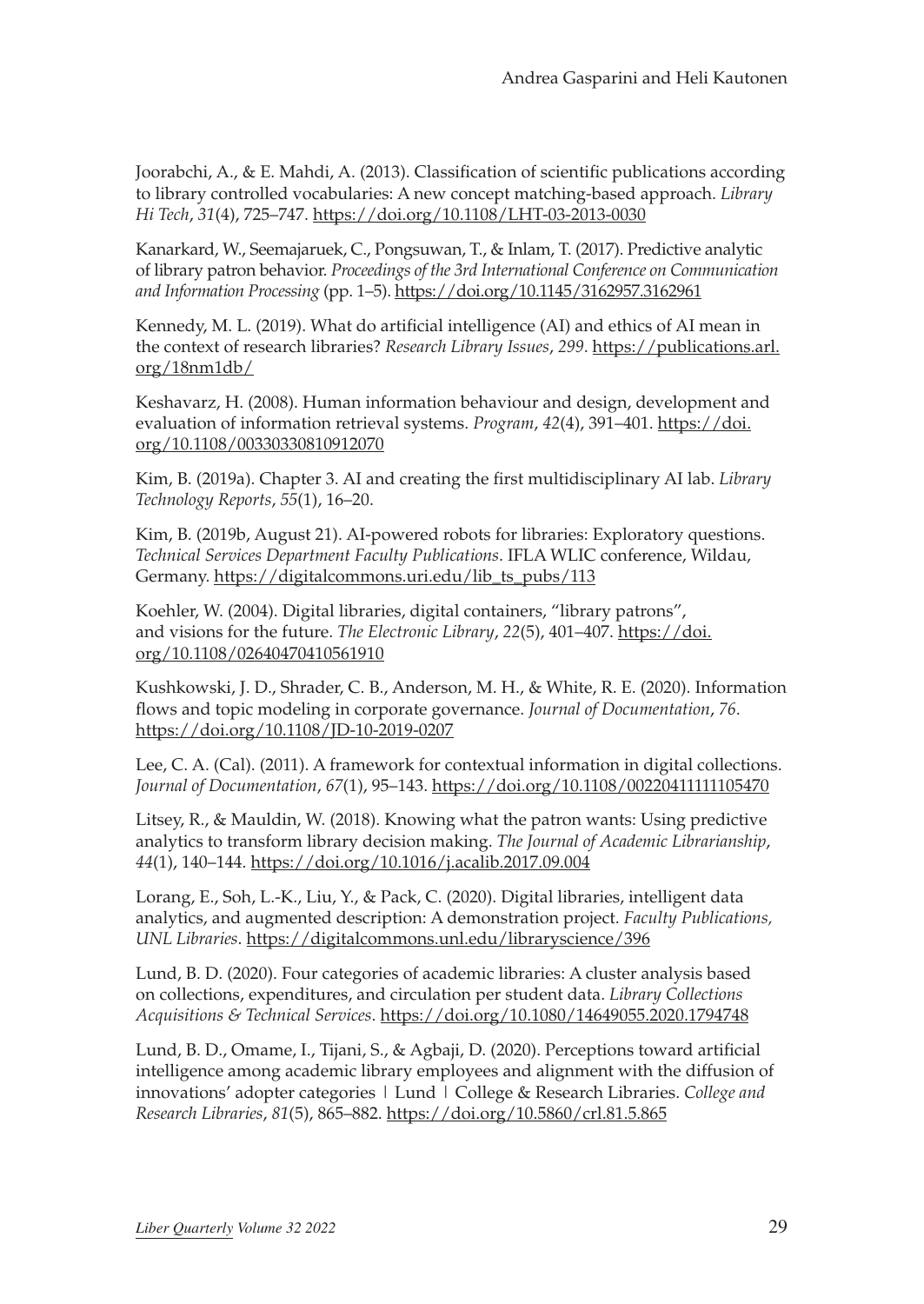Joorabchi, A., & E. Mahdi, A. (2013). Classification of scientific publications according to library controlled vocabularies: A new concept matching-based approach. *Library Hi Tech*, *31*(4), 725–747. https://doi.org/10.1108/LHT-03-2013-0030

Kanarkard, W., Seemajaruek, C., Pongsuwan, T., & Inlam, T. (2017). Predictive analytic of library patron behavior. *Proceedings of the 3rd International Conference on Communication and Information Processing* (pp. 1–5). https://doi.org/10.1145/3162957.3162961

Kennedy, M. L. (2019). What do artificial intelligence (AI) and ethics of AI mean in the context of research libraries? *Research Library Issues*, *299*. https://publications.arl.org/18nm1db/

Keshavarz, H. (2008). Human information behaviour and design, development and evaluation of information retrieval systems. *Program*, *42*(4), 391–401. https://doi.org/10.1108/00330330810912070

Kim, B. (2019a). Chapter 3. AI and creating the first multidisciplinary AI lab. *Library Technology Reports*, *55*(1), 16–20.

Kim, B. (2019b, August 21). AI-powered robots for libraries: Exploratory questions. *Technical Services Department Faculty Publications*. IFLA WLIC conference, Wildau, Germany. https://digitalcommons.uri.edu/lib_ts_pubs/113

Koehler, W. (2004). Digital libraries, digital containers, "library patrons", and visions for the future. *The Electronic Library*, *22*(5), 401–407. https://doi.org/10.1108/02640470410561910

Kushkowski, J. D., Shrader, C. B., Anderson, M. H., & White, R. E. (2020). Information flows and topic modeling in corporate governance. *Journal of Documentation*, *76*. https://doi.org/10.1108/JD-10-2019-0207

Lee, C. A. (Cal). (2011). A framework for contextual information in digital collections. *Journal of Documentation*, *67*(1), 95–143. https://doi.org/10.1108/00220411111105470

Litsey, R., & Mauldin, W. (2018). Knowing what the patron wants: Using predictive analytics to transform library decision making. *The Journal of Academic Librarianship*, *44*(1), 140–144. https://doi.org/10.1016/j.acalib.2017.09.004

Lorang, E., Soh, L.-K., Liu, Y., & Pack, C. (2020). Digital libraries, intelligent data analytics, and augmented description: A demonstration project. *Faculty Publications, UNL Libraries*. https://digitalcommons.unl.edu/libraryscience/396

Lund, B. D. (2020). Four categories of academic libraries: A cluster analysis based on collections, expenditures, and circulation per student data. *Library Collections Acquisitions & Technical Services*. https://doi.org/10.1080/14649055.2020.1794748

Lund, B. D., Omame, I., Tijani, S., & Agbaji, D. (2020). Perceptions toward artificial intelligence among academic library employees and alignment with the diffusion of innovations' adopter categories | Lund | College & Research Libraries. *College and Research Libraries*, *81*(5), 865–882. https://doi.org/10.5860/crl.81.5.865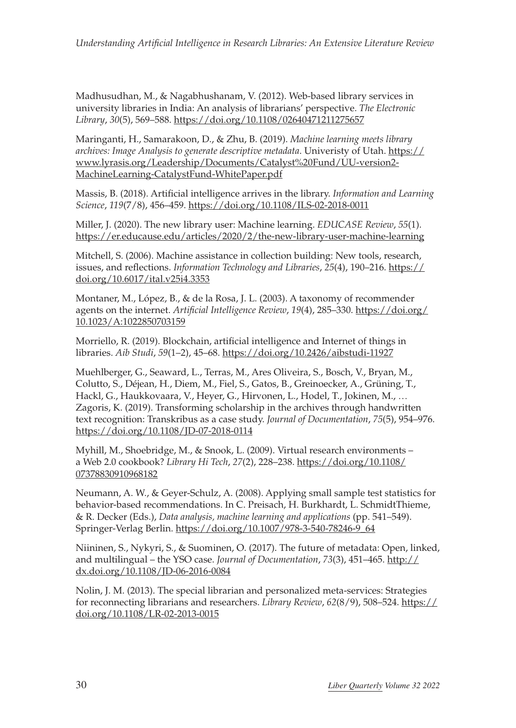Madhusudhan, M., & Nagabhushanam, V. (2012). Web-based library services in university libraries in India: An analysis of librarians' perspective. *The Electronic Library*, *30*(5), 569–588. https://doi.org/10.1108/02640471211275657

Maringanti, H., Samarakoon, D., & Zhu, B. (2019). *Machine learning meets library archives: Image Analysis to generate descriptive metadata*. Univeristy of Utah. https://www.lyrasis.org/Leadership/Documents/Catalyst%20Fund/UU-version2-MachineLearning-CatalystFund-WhitePaper.pdf

Massis, B. (2018). Artificial intelligence arrives in the library. *Information and Learning Science*, *119*(7/8), 456–459. https://doi.org/10.1108/ILS-02-2018-0011

Miller, J. (2020). The new library user: Machine learning. *EDUCASE Review*, *55*(1). https://er.educause.edu/articles/2020/2/the-new-library-user-machine-learning

Mitchell, S. (2006). Machine assistance in collection building: New tools, research, issues, and reflections. *Information Technology and Libraries*, *25*(4), 190–216. https://doi.org/10.6017/ital.v25i4.3353

Montaner, M., López, B., & de la Rosa, J. L. (2003). A taxonomy of recommender agents on the internet. *Artificial Intelligence Review*, *19*(4), 285–330. https://doi.org/10.1023/A:1022850703159

Morriello, R. (2019). Blockchain, artificial intelligence and Internet of things in libraries. *Aib Studi*, *59*(1–2), 45–68. https://doi.org/10.2426/aibstudi-11927

Muehlberger, G., Seaward, L., Terras, M., Ares Oliveira, S., Bosch, V., Bryan, M., Colutto, S., Déjean, H., Diem, M., Fiel, S., Gatos, B., Greinoecker, A., Grüning, T., Hackl, G., Haukkovaara, V., Heyer, G., Hirvonen, L., Hodel, T., Jokinen, M., … Zagoris, K. (2019). Transforming scholarship in the archives through handwritten text recognition: Transkribus as a case study. *Journal of Documentation*, *75*(5), 954–976. https://doi.org/10.1108/JD-07-2018-0114

Myhill, M., Shoebridge, M., & Snook, L. (2009). Virtual research environments – a Web 2.0 cookbook? *Library Hi Tech*, *27*(2), 228–238. https://doi.org/10.1108/07378830910968182

Neumann, A. W., & Geyer-Schulz, A. (2008). Applying small sample test statistics for behavior-based recommendations. In C. Preisach, H. Burkhardt, L. SchmidtThieme, & R. Decker (Eds.), *Data analysis, machine learning and applications* (pp. 541–549). Springer-Verlag Berlin. https://doi.org/10.1007/978-3-540-78246-9_64

Niininen, S., Nykyri, S., & Suominen, O. (2017). The future of metadata: Open, linked, and multilingual – the YSO case. *Journal of Documentation*, *73*(3), 451–465. http://dx.doi.org/10.1108/JD-06-2016-0084

Nolin, J. M. (2013). The special librarian and personalized meta-services: Strategies for reconnecting librarians and researchers. *Library Review*, *62*(8/9), 508–524. https://doi.org/10.1108/LR-02-2013-0015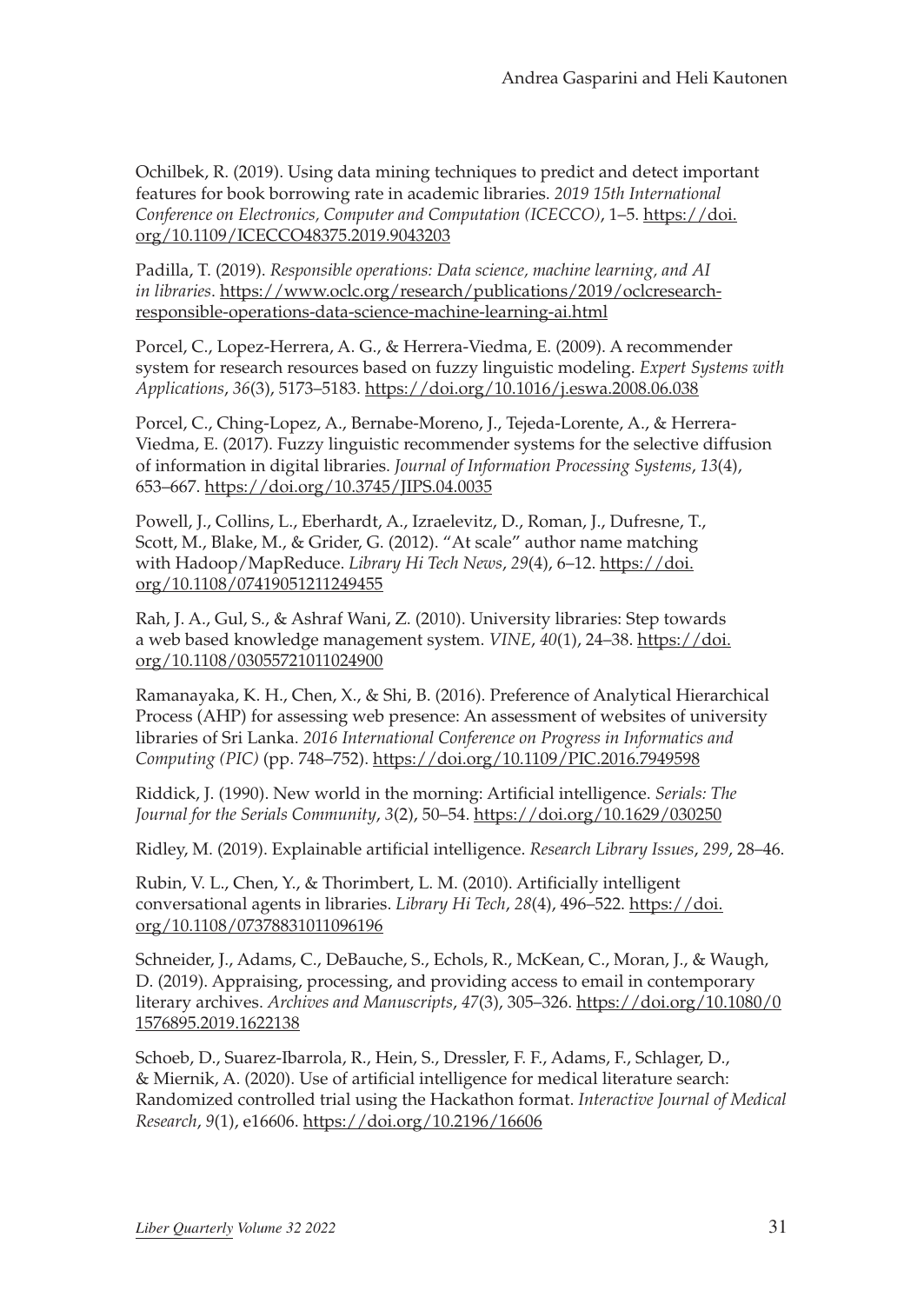Ochilbek, R. (2019). Using data mining techniques to predict and detect important features for book borrowing rate in academic libraries. *2019 15th International Conference on Electronics, Computer and Computation (ICECCO)*, 1–5. https://doi.org/10.1109/ICECCO48375.2019.9043203

Padilla, T. (2019). *Responsible operations: Data science, machine learning, and AI in libraries*. https://www.oclc.org/research/publications/2019/oclcresearch-responsible-operations-data-science-machine-learning-ai.html

Porcel, C., Lopez-Herrera, A. G., & Herrera-Viedma, E. (2009). A recommender system for research resources based on fuzzy linguistic modeling. *Expert Systems with Applications*, *36*(3), 5173–5183. https://doi.org/10.1016/j.eswa.2008.06.038

Porcel, C., Ching-Lopez, A., Bernabe-Moreno, J., Tejeda-Lorente, A., & Herrera-Viedma, E. (2017). Fuzzy linguistic recommender systems for the selective diffusion of information in digital libraries. *Journal of Information Processing Systems*, *13*(4), 653–667. https://doi.org/10.3745/JIPS.04.0035

Powell, J., Collins, L., Eberhardt, A., Izraelevitz, D., Roman, J., Dufresne, T., Scott, M., Blake, M., & Grider, G. (2012). "At scale" author name matching with Hadoop/MapReduce. *Library Hi Tech News*, *29*(4), 6–12. https://doi.org/10.1108/07419051211249455

Rah, J. A., Gul, S., & Ashraf Wani, Z. (2010). University libraries: Step towards a web based knowledge management system. *VINE*, *40*(1), 24–38. https://doi.org/10.1108/03055721011024900

Ramanayaka, K. H., Chen, X., & Shi, B. (2016). Preference of Analytical Hierarchical Process (AHP) for assessing web presence: An assessment of websites of university libraries of Sri Lanka. *2016 International Conference on Progress in Informatics and Computing (PIC)* (pp. 748–752). https://doi.org/10.1109/PIC.2016.7949598

Riddick, J. (1990). New world in the morning: Artificial intelligence. *Serials: The Journal for the Serials Community*, *3*(2), 50–54. https://doi.org/10.1629/030250

Ridley, M. (2019). Explainable artificial intelligence. *Research Library Issues*, *299*, 28–46.

Rubin, V. L., Chen, Y., & Thorimbert, L. M. (2010). Artificially intelligent conversational agents in libraries. *Library Hi Tech*, *28*(4), 496–522. https://doi.org/10.1108/07378831011096196

Schneider, J., Adams, C., DeBauche, S., Echols, R., McKean, C., Moran, J., & Waugh, D. (2019). Appraising, processing, and providing access to email in contemporary literary archives. *Archives and Manuscripts*, *47*(3), 305–326. https://doi.org/10.1080/01576895.2019.1622138

Schoeb, D., Suarez-Ibarrola, R., Hein, S., Dressler, F. F., Adams, F., Schlager, D., & Miernik, A. (2020). Use of artificial intelligence for medical literature search: Randomized controlled trial using the Hackathon format. *Interactive Journal of Medical Research*, *9*(1), e16606. https://doi.org/10.2196/16606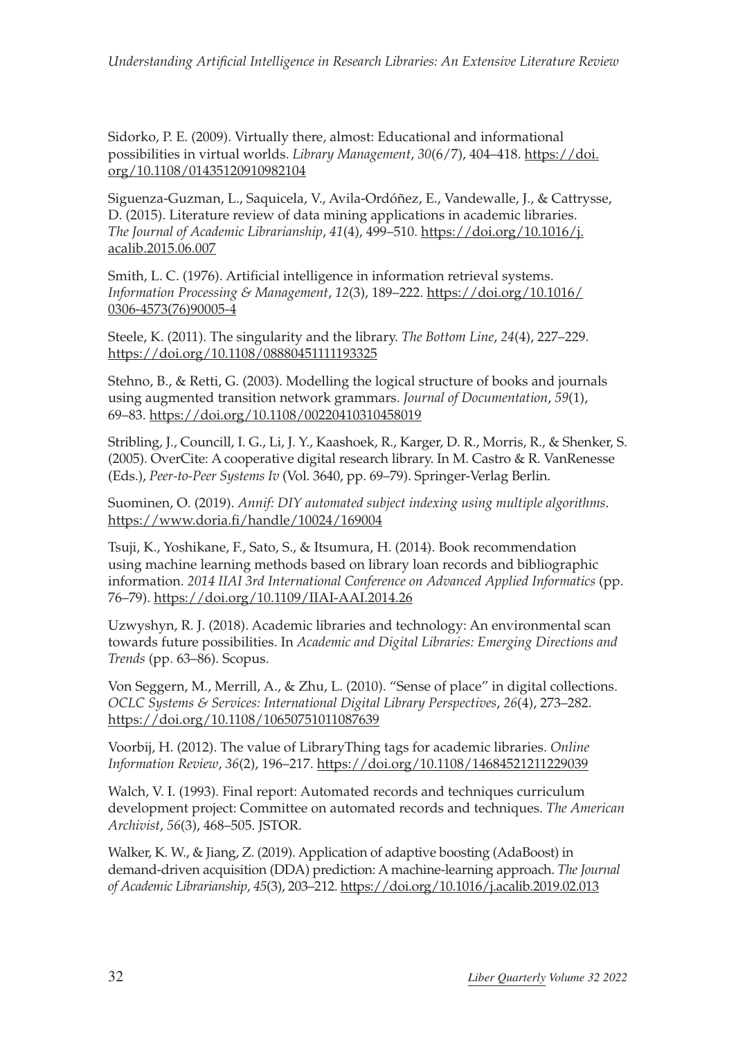Sidorko, P. E. (2009). Virtually there, almost: Educational and informational possibilities in virtual worlds. *Library Management*, *30*(6/7), 404–418. https://doi.org/10.1108/01435120910982104

Siguenza-Guzman, L., Saquicela, V., Avila-Ordóñez, E., Vandewalle, J., & Cattrysse, D. (2015). Literature review of data mining applications in academic libraries. *The Journal of Academic Librarianship*, *41*(4), 499–510. https://doi.org/10.1016/j.acalib.2015.06.007

Smith, L. C. (1976). Artificial intelligence in information retrieval systems. *Information Processing & Management*, *12*(3), 189–222. https://doi.org/10.1016/0306-4573(76)90005-4

Steele, K. (2011). The singularity and the library. *The Bottom Line*, *24*(4), 227–229. https://doi.org/10.1108/08880451111193325

Stehno, B., & Retti, G. (2003). Modelling the logical structure of books and journals using augmented transition network grammars. *Journal of Documentation*, *59*(1), 69–83. https://doi.org/10.1108/00220410310458019

Stribling, J., Councill, I. G., Li, J. Y., Kaashoek, R., Karger, D. R., Morris, R., & Shenker, S. (2005). OverCite: A cooperative digital research library. In M. Castro & R. VanRenesse (Eds.), *Peer-to-Peer Systems Iv* (Vol. 3640, pp. 69–79). Springer-Verlag Berlin.

Suominen, O. (2019). *Annif: DIY automated subject indexing using multiple algorithms*. https://www.doria.fi/handle/10024/169004

Tsuji, K., Yoshikane, F., Sato, S., & Itsumura, H. (2014). Book recommendation using machine learning methods based on library loan records and bibliographic information. *2014 IIAI 3rd International Conference on Advanced Applied Informatics* (pp. 76–79). https://doi.org/10.1109/IIAI-AAI.2014.26

Uzwyshyn, R. J. (2018). Academic libraries and technology: An environmental scan towards future possibilities. In *Academic and Digital Libraries: Emerging Directions and Trends* (pp. 63–86). Scopus.

Von Seggern, M., Merrill, A., & Zhu, L. (2010). "Sense of place" in digital collections. *OCLC Systems & Services: International Digital Library Perspectives*, *26*(4), 273–282. https://doi.org/10.1108/10650751011087639

Voorbij, H. (2012). The value of LibraryThing tags for academic libraries. *Online Information Review*, *36*(2), 196–217. https://doi.org/10.1108/14684521211229039

Walch, V. I. (1993). Final report: Automated records and techniques curriculum development project: Committee on automated records and techniques. *The American Archivist*, *56*(3), 468–505. JSTOR.

Walker, K. W., & Jiang, Z. (2019). Application of adaptive boosting (AdaBoost) in demand-driven acquisition (DDA) prediction: A machine-learning approach. *The Journal of Academic Librarianship*, *45*(3), 203–212. https://doi.org/10.1016/j.acalib.2019.02.013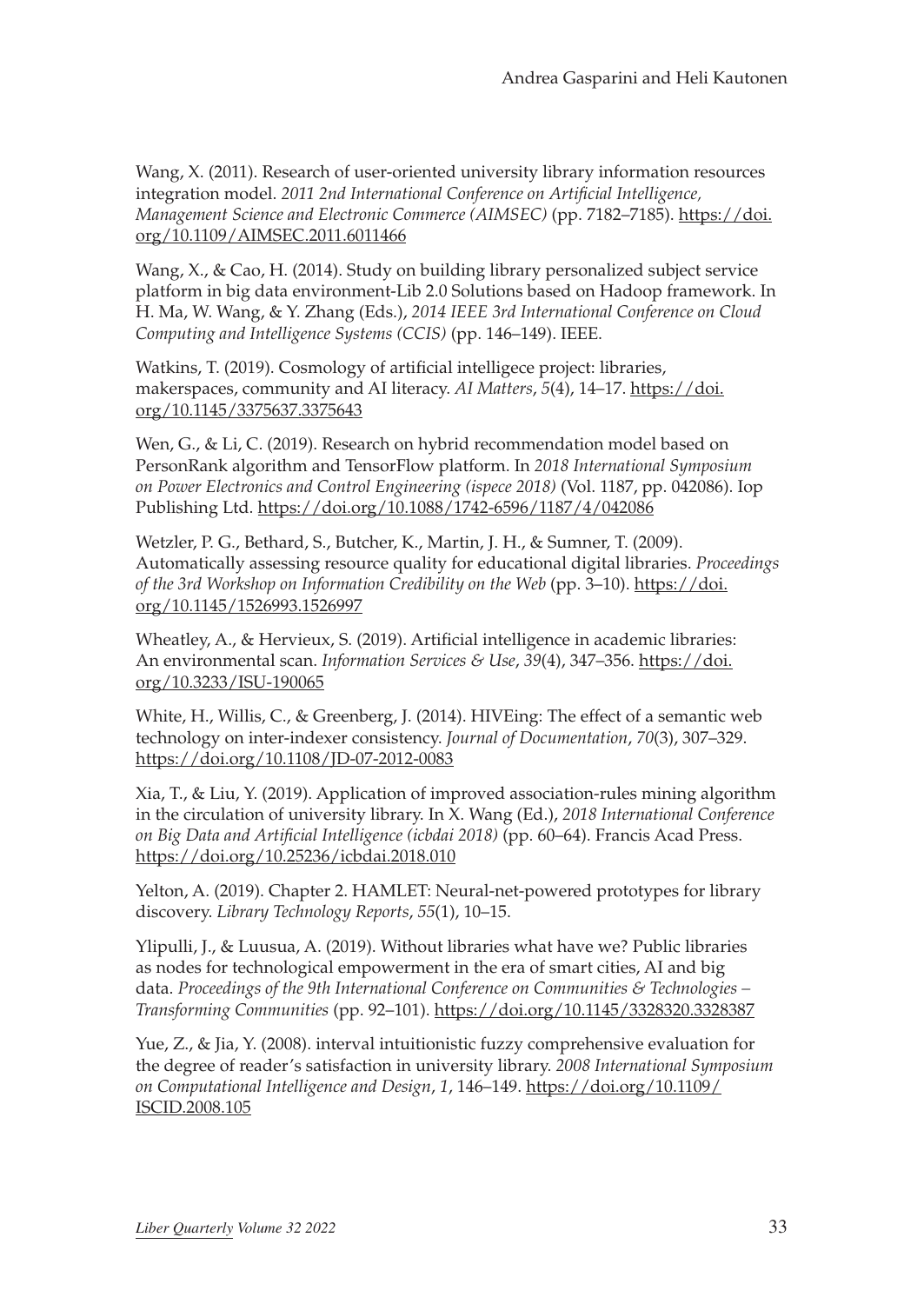Wang, X. (2011). Research of user-oriented university library information resources integration model. *2011 2nd International Conference on Artificial Intelligence, Management Science and Electronic Commerce (AIMSEC)* (pp. 7182–7185). https://doi.org/10.1109/AIMSEC.2011.6011466

Wang, X., & Cao, H. (2014). Study on building library personalized subject service platform in big data environment-Lib 2.0 Solutions based on Hadoop framework. In H. Ma, W. Wang, & Y. Zhang (Eds.), *2014 IEEE 3rd International Conference on Cloud Computing and Intelligence Systems (CCIS)* (pp. 146–149). IEEE.

Watkins, T. (2019). Cosmology of artificial intelligece project: libraries, makerspaces, community and AI literacy. *AI Matters*, *5*(4), 14–17. https://doi.org/10.1145/3375637.3375643

Wen, G., & Li, C. (2019). Research on hybrid recommendation model based on PersonRank algorithm and TensorFlow platform. In *2018 International Symposium on Power Electronics and Control Engineering (ispece 2018)* (Vol. 1187, pp. 042086). Iop Publishing Ltd. https://doi.org/10.1088/1742-6596/1187/4/042086

Wetzler, P. G., Bethard, S., Butcher, K., Martin, J. H., & Sumner, T. (2009). Automatically assessing resource quality for educational digital libraries. *Proceedings of the 3rd Workshop on Information Credibility on the Web* (pp. 3–10). https://doi.org/10.1145/1526993.1526997

Wheatley, A., & Hervieux, S. (2019). Artificial intelligence in academic libraries: An environmental scan. *Information Services & Use*, *39*(4), 347–356. https://doi.org/10.3233/ISU-190065

White, H., Willis, C., & Greenberg, J. (2014). HIVEing: The effect of a semantic web technology on inter-indexer consistency. *Journal of Documentation*, *70*(3), 307–329. https://doi.org/10.1108/JD-07-2012-0083

Xia, T., & Liu, Y. (2019). Application of improved association-rules mining algorithm in the circulation of university library. In X. Wang (Ed.), *2018 International Conference on Big Data and Artificial Intelligence (icbdai 2018)* (pp. 60–64). Francis Acad Press. https://doi.org/10.25236/icbdai.2018.010

Yelton, A. (2019). Chapter 2. HAMLET: Neural-net-powered prototypes for library discovery. *Library Technology Reports*, *55*(1), 10–15.

Ylipulli, J., & Luusua, A. (2019). Without libraries what have we? Public libraries as nodes for technological empowerment in the era of smart cities, AI and big data. *Proceedings of the 9th International Conference on Communities & Technologies – Transforming Communities* (pp. 92–101). https://doi.org/10.1145/3328320.3328387

Yue, Z., & Jia, Y. (2008). interval intuitionistic fuzzy comprehensive evaluation for the degree of reader's satisfaction in university library. *2008 International Symposium on Computational Intelligence and Design*, *1*, 146–149. https://doi.org/10.1109/ISCID.2008.105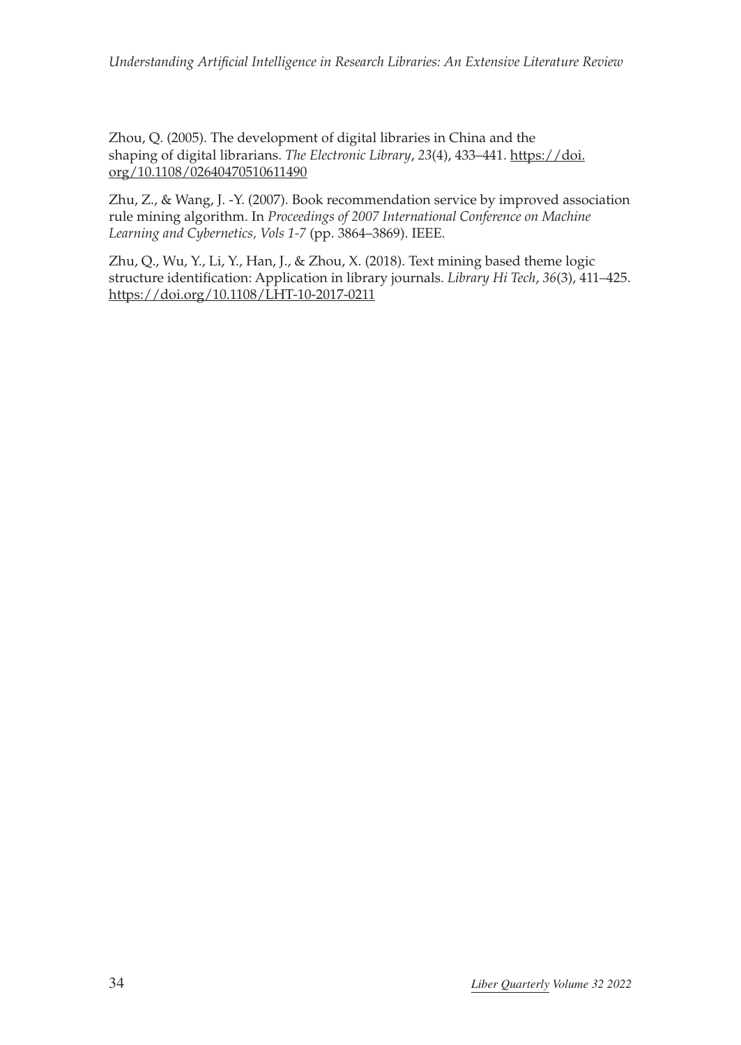Zhou, Q. (2005). The development of digital libraries in China and the shaping of digital librarians. *The Electronic Library*, *23*(4), 433–441. https://doi.org/10.1108/02640470510611490

Zhu, Z., & Wang, J. -Y. (2007). Book recommendation service by improved association rule mining algorithm. In *Proceedings of 2007 International Conference on Machine Learning and Cybernetics, Vols 1-7* (pp. 3864–3869). IEEE.

Zhu, Q., Wu, Y., Li, Y., Han, J., & Zhou, X. (2018). Text mining based theme logic structure identification: Application in library journals. *Library Hi Tech*, *36*(3), 411–425. https://doi.org/10.1108/LHT-10-2017-0211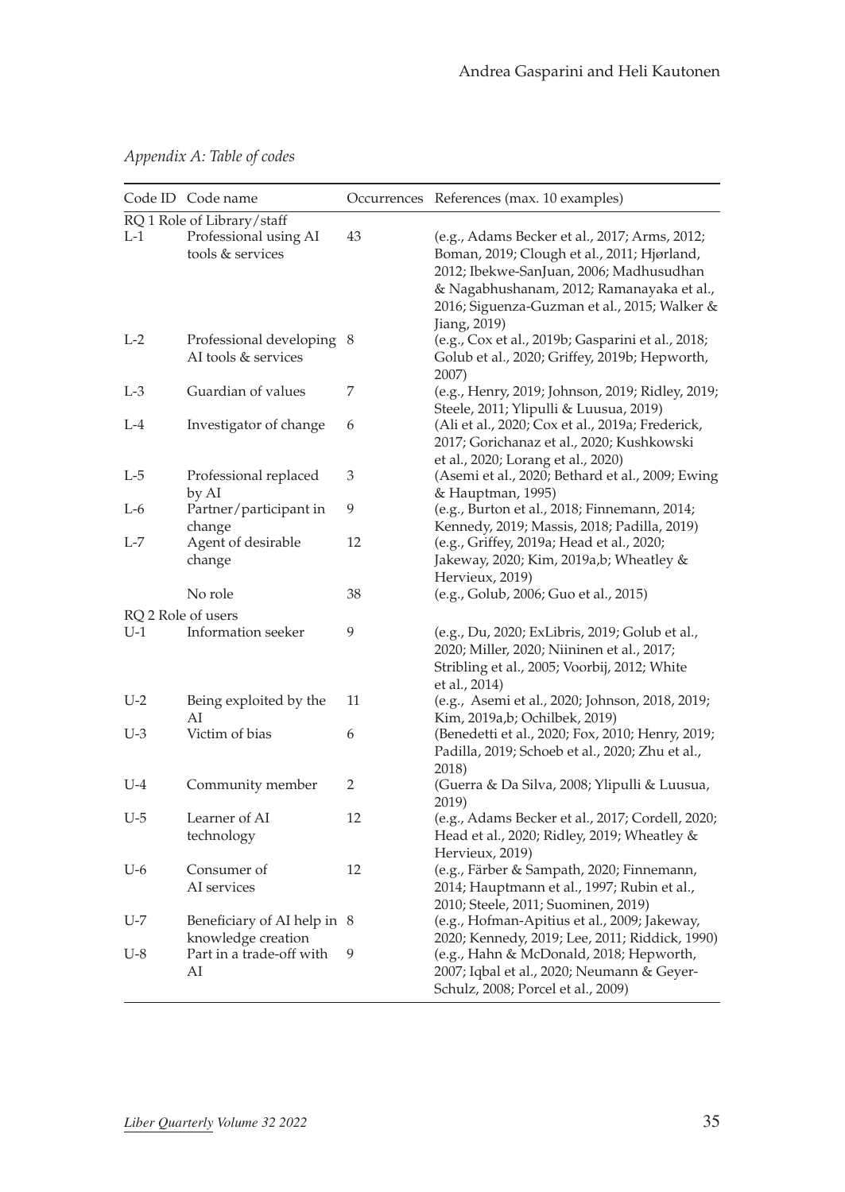*Appendix A: Table of codes*

| Code ID | Code name | Occurrences | References (max. 10 examples) |
|---|---|---|---|
| RQ 1 Role of Library/staff | | | |
| L-1 | Professional using AI tools & services | 43 | (e.g., Adams Becker et al., 2017; Arms, 2012; Boman, 2019; Clough et al., 2011; Hjørland, 2012; Ibekwe-SanJuan, 2006; Madhusudhan & Nagabhushanam, 2012; Ramanayaka et al., 2016; Siguenza-Guzman et al., 2015; Walker & Jiang, 2019) |
| L-2 | Professional developing AI tools & services | 8 | (e.g., Cox et al., 2019b; Gasparini et al., 2018; Golub et al., 2020; Griffey, 2019b; Hepworth, 2007) |
| L-3 | Guardian of values | 7 | (e.g., Henry, 2019; Johnson, 2019; Ridley, 2019; Steele, 2011; Ylipulli & Luusua, 2019) |
| L-4 | Investigator of change | 6 | (Ali et al., 2020; Cox et al., 2019a; Frederick, 2017; Gorichanaz et al., 2020; Kushkowski et al., 2020; Lorang et al., 2020) |
| L-5 | Professional replaced by AI | 3 | (Asemi et al., 2020; Bethard et al., 2009; Ewing & Hauptman, 1995) |
| L-6 | Partner/participant in change | 9 | (e.g., Burton et al., 2018; Finnemann, 2014; Kennedy, 2019; Massis, 2018; Padilla, 2019) |
| L-7 | Agent of desirable change | 12 | (e.g., Griffey, 2019a; Head et al., 2020; Jakeway, 2020; Kim, 2019a,b; Wheatley & Hervieux, 2019) |
| | No role | 38 | (e.g., Golub, 2006; Guo et al., 2015) |
| RQ 2 Role of users | | | |
| U-1 | Information seeker | 9 | (e.g., Du, 2020; ExLibris, 2019; Golub et al., 2020; Miller, 2020; Niininen et al., 2017; Stribling et al., 2005; Voorbij, 2012; White et al., 2014) |
| U-2 | Being exploited by the AI | 11 | (e.g., Asemi et al., 2020; Johnson, 2018, 2019; Kim, 2019a,b; Ochilbek, 2019) |
| U-3 | Victim of bias | 6 | (Benedetti et al., 2020; Fox, 2010; Henry, 2019; Padilla, 2019; Schoeb et al., 2020; Zhu et al., 2018) |
| U-4 | Community member | 2 | (Guerra & Da Silva, 2008; Ylipulli & Luusua, 2019) |
| U-5 | Learner of AI technology | 12 | (e.g., Adams Becker et al., 2017; Cordell, 2020; Head et al., 2020; Ridley, 2019; Wheatley & Hervieux, 2019) |
| U-6 | Consumer of AI services | 12 | (e.g., Färber & Sampath, 2020; Finnemann, 2014; Hauptmann et al., 1997; Rubin et al., 2010; Steele, 2011; Suominen, 2019) |
| U-7 | Beneficiary of AI help in knowledge creation | 8 | (e.g., Hofman-Apitius et al., 2009; Jakeway, 2020; Kennedy, 2019; Lee, 2011; Riddick, 1990) |
| U-8 | Part in a trade-off with AI | 9 | (e.g., Hahn & McDonald, 2018; Hepworth, 2007; Iqbal et al., 2020; Neumann & Geyer-Schulz, 2008; Porcel et al., 2009) |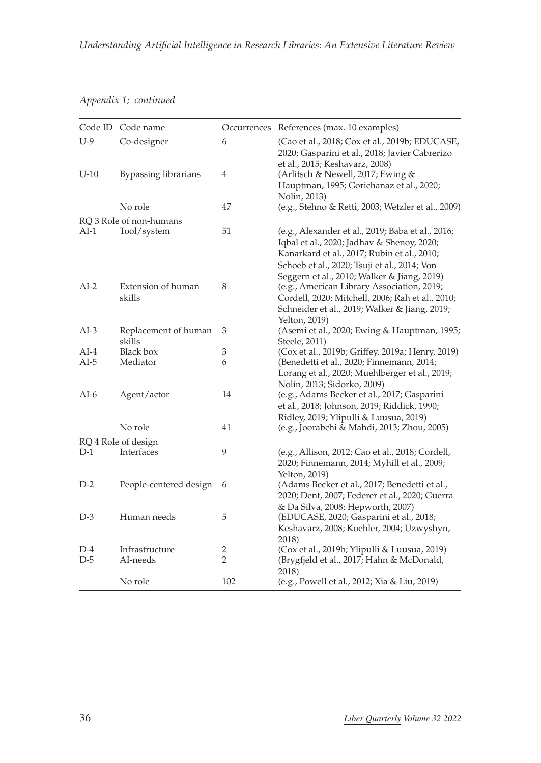*Appendix 1; continued*

| Code ID | Code name | Occurrences | References (max. 10 examples) |
|---|---|---|---|
| U-9 | Co-designer | 6 | (Cao et al., 2018; Cox et al., 2019b; EDUCASE, 2020; Gasparini et al., 2018; Javier Cabrerizo et al., 2015; Keshavarz, 2008) |
| U-10 | Bypassing librarians | 4 | (Arlitsch & Newell, 2017; Ewing & Hauptman, 1995; Gorichanaz et al., 2020; Nolin, 2013) |
| | No role | 47 | (e.g., Stehno & Retti, 2003; Wetzler et al., 2009) |
| RQ 3 Role of non-humans | | | |
| AI-1 | Tool/system | 51 | (e.g., Alexander et al., 2019; Baba et al., 2016; Iqbal et al., 2020; Jadhav & Shenoy, 2020; Kanarkard et al., 2017; Rubin et al., 2010; Schoeb et al., 2020; Tsuji et al., 2014; Von Seggern et al., 2010; Walker & Jiang, 2019) |
| AI-2 | Extension of human skills | 8 | (e.g., American Library Association, 2019; Cordell, 2020; Mitchell, 2006; Rah et al., 2010; Schneider et al., 2019; Walker & Jiang, 2019; Yelton, 2019) |
| AI-3 | Replacement of human skills | 3 | (Asemi et al., 2020; Ewing & Hauptman, 1995; Steele, 2011) |
| AI-4 | Black box | 3 | (Cox et al., 2019b; Griffey, 2019a; Henry, 2019) |
| AI-5 | Mediator | 6 | (Benedetti et al., 2020; Finnemann, 2014; Lorang et al., 2020; Muehlberger et al., 2019; Nolin, 2013; Sidorko, 2009) |
| AI-6 | Agent/actor | 14 | (e.g., Adams Becker et al., 2017; Gasparini et al., 2018; Johnson, 2019; Riddick, 1990; Ridley, 2019; Ylipulli & Luusua, 2019) |
| | No role | 41 | (e.g., Joorabchi & Mahdi, 2013; Zhou, 2005) |
| RQ 4 Role of design | | | |
| D-1 | Interfaces | 9 | (e.g., Allison, 2012; Cao et al., 2018; Cordell, 2020; Finnemann, 2014; Myhill et al., 2009; Yelton, 2019) |
| D-2 | People-centered design | 6 | (Adams Becker et al., 2017; Benedetti et al., 2020; Dent, 2007; Federer et al., 2020; Guerra & Da Silva, 2008; Hepworth, 2007) |
| D-3 | Human needs | 5 | (EDUCASE, 2020; Gasparini et al., 2018; Keshavarz, 2008; Koehler, 2004; Uzwyshyn, 2018) |
| D-4 | Infrastructure | 2 | (Cox et al., 2019b; Ylipulli & Luusua, 2019) |
| D-5 | AI-needs | 2 | (Brygfjeld et al., 2017; Hahn & McDonald, 2018) |
| | No role | 102 | (e.g., Powell et al., 2012; Xia & Liu, 2019) |